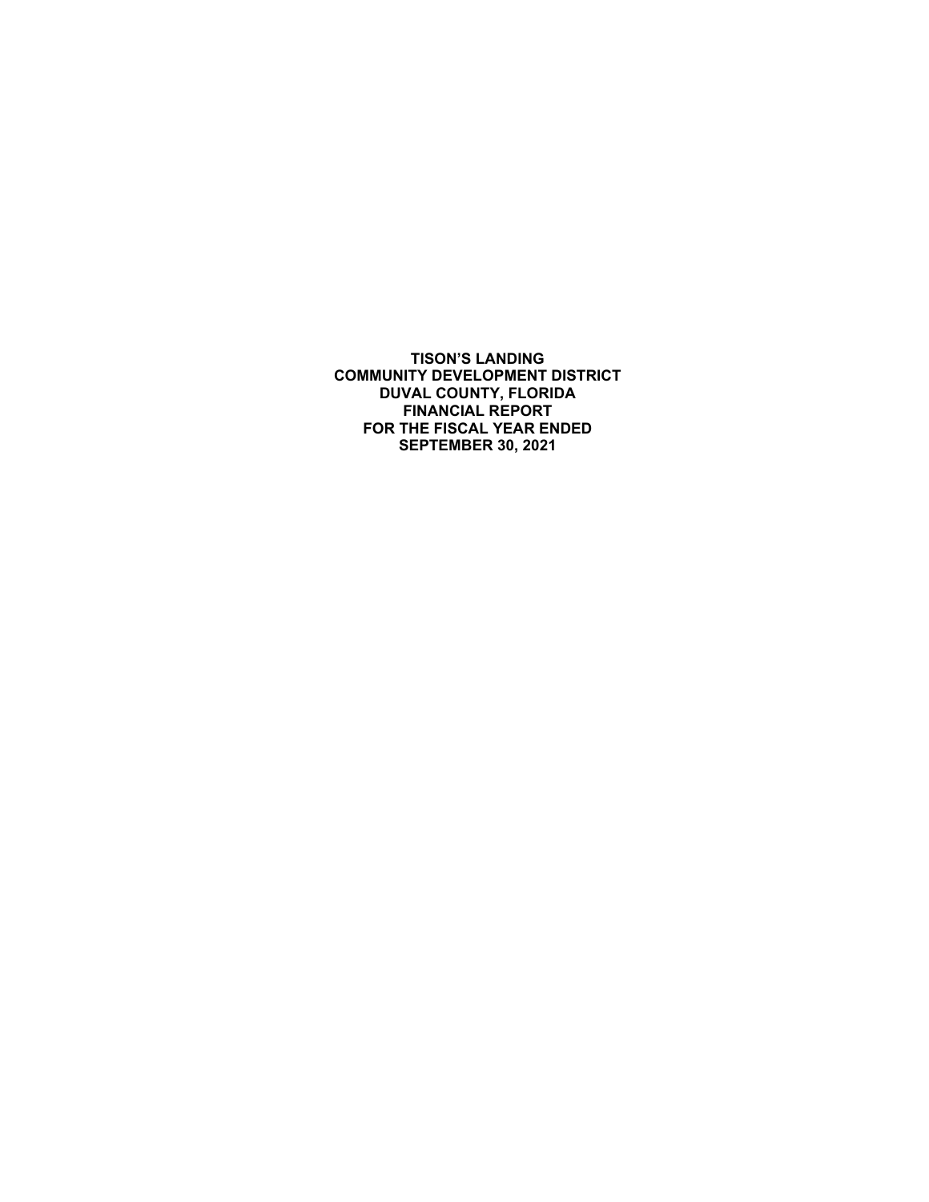**TISON'S LANDING**
**COMMUNITY DEVELOPMENT DISTRICT**
**DUVAL COUNTY, FLORIDA**
**FINANCIAL REPORT**
**FOR THE FISCAL YEAR ENDED**
**SEPTEMBER 30, 2021**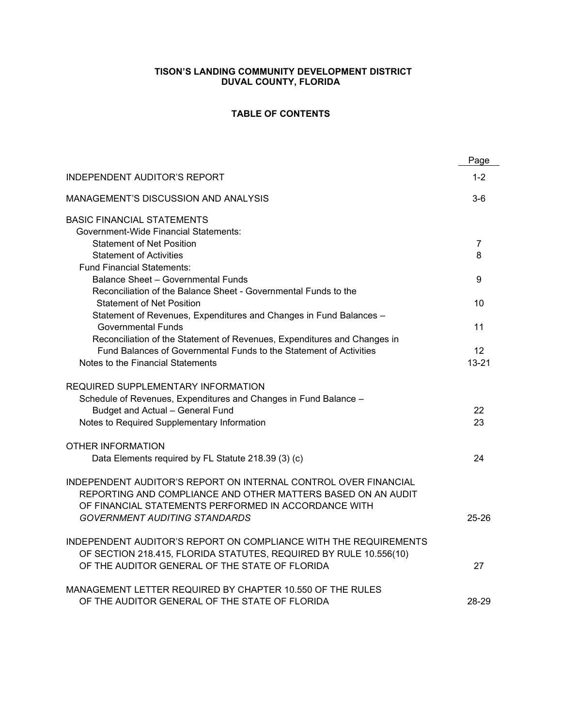**TISON'S LANDING COMMUNITY DEVELOPMENT DISTRICT**
**DUVAL COUNTY, FLORIDA**

**TABLE OF CONTENTS**

| | Page |
|---|---|
| INDEPENDENT AUDITOR'S REPORT | 1-2 |
| MANAGEMENT'S DISCUSSION AND ANALYSIS | 3-6 |
| BASIC FINANCIAL STATEMENTS | |
| Government-Wide Financial Statements: | |
| Statement of Net Position | 7 |
| Statement of Activities | 8 |
| Fund Financial Statements: | |
| Balance Sheet – Governmental Funds | 9 |
| Reconciliation of the Balance Sheet - Governmental Funds to the Statement of Net Position | 10 |
| Statement of Revenues, Expenditures and Changes in Fund Balances – Governmental Funds | 11 |
| Reconciliation of the Statement of Revenues, Expenditures and Changes in Fund Balances of Governmental Funds to the Statement of Activities | 12 |
| Notes to the Financial Statements | 13-21 |
| REQUIRED SUPPLEMENTARY INFORMATION | |
| Schedule of Revenues, Expenditures and Changes in Fund Balance – Budget and Actual – General Fund | 22 |
| Notes to Required Supplementary Information | 23 |
| OTHER INFORMATION | |
| Data Elements required by FL Statute 218.39 (3) (c) | 24 |
| INDEPENDENT AUDITOR'S REPORT ON INTERNAL CONTROL OVER FINANCIAL REPORTING AND COMPLIANCE AND OTHER MATTERS BASED ON AN AUDIT OF FINANCIAL STATEMENTS PERFORMED IN ACCORDANCE WITH *GOVERNMENT AUDITING STANDARDS* | 25-26 |
| INDEPENDENT AUDITOR'S REPORT ON COMPLIANCE WITH THE REQUIREMENTS OF SECTION 218.415, FLORIDA STATUTES, REQUIRED BY RULE 10.556(10) OF THE AUDITOR GENERAL OF THE STATE OF FLORIDA | 27 |
| MANAGEMENT LETTER REQUIRED BY CHAPTER 10.550 OF THE RULES OF THE AUDITOR GENERAL OF THE STATE OF FLORIDA | 28-29 |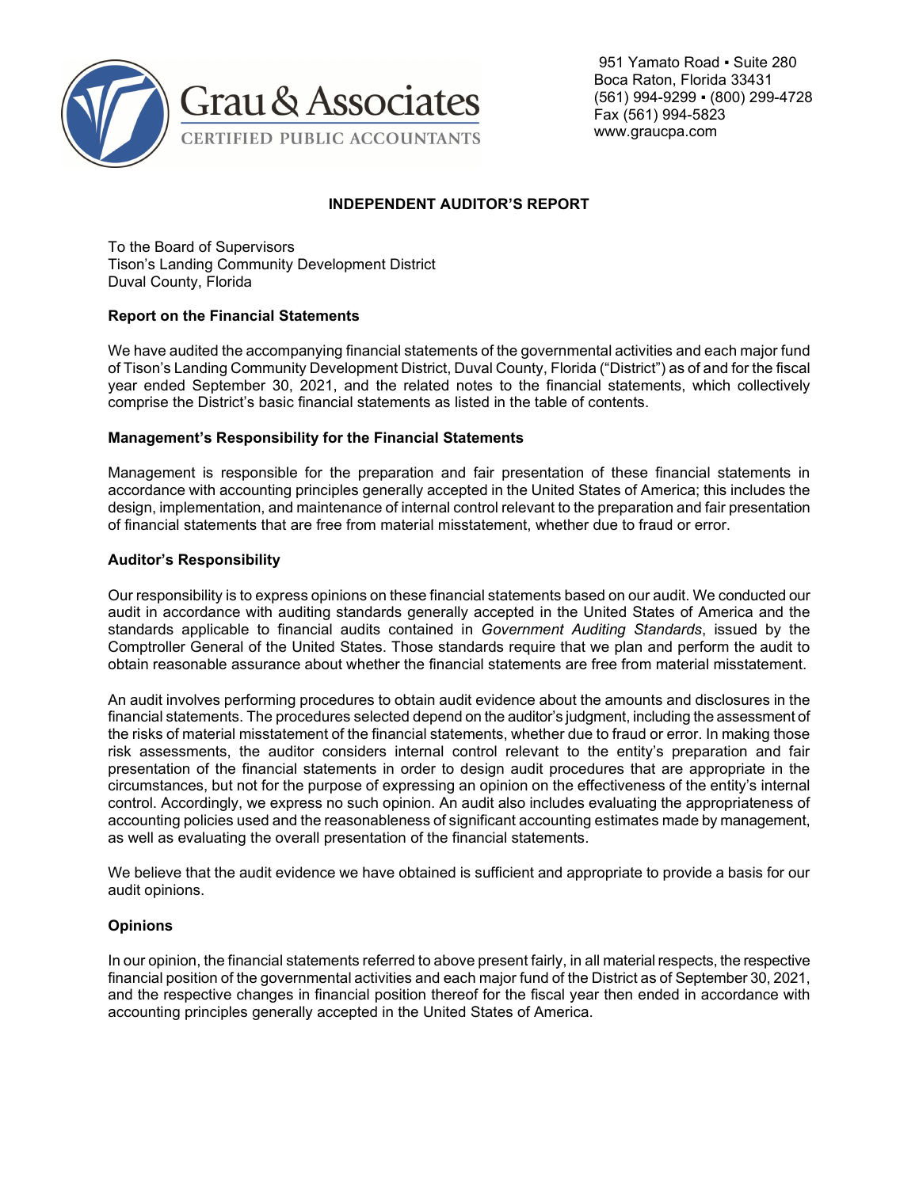Grau & Associates
CERTIFIED PUBLIC ACCOUNTANTS

951 Yamato Road ▪ Suite 280
Boca Raton, Florida 33431
(561) 994-9299 ▪ (800) 299-4728
Fax (561) 994-5823
www.graucpa.com

## INDEPENDENT AUDITOR'S REPORT

To the Board of Supervisors
Tison's Landing Community Development District
Duval County, Florida

### Report on the Financial Statements

We have audited the accompanying financial statements of the governmental activities and each major fund of Tison's Landing Community Development District, Duval County, Florida ("District") as of and for the fiscal year ended September 30, 2021, and the related notes to the financial statements, which collectively comprise the District's basic financial statements as listed in the table of contents.

### Management's Responsibility for the Financial Statements

Management is responsible for the preparation and fair presentation of these financial statements in accordance with accounting principles generally accepted in the United States of America; this includes the design, implementation, and maintenance of internal control relevant to the preparation and fair presentation of financial statements that are free from material misstatement, whether due to fraud or error.

### Auditor's Responsibility

Our responsibility is to express opinions on these financial statements based on our audit. We conducted our audit in accordance with auditing standards generally accepted in the United States of America and the standards applicable to financial audits contained in *Government Auditing Standards*, issued by the Comptroller General of the United States. Those standards require that we plan and perform the audit to obtain reasonable assurance about whether the financial statements are free from material misstatement.

An audit involves performing procedures to obtain audit evidence about the amounts and disclosures in the financial statements. The procedures selected depend on the auditor's judgment, including the assessment of the risks of material misstatement of the financial statements, whether due to fraud or error. In making those risk assessments, the auditor considers internal control relevant to the entity's preparation and fair presentation of the financial statements in order to design audit procedures that are appropriate in the circumstances, but not for the purpose of expressing an opinion on the effectiveness of the entity's internal control. Accordingly, we express no such opinion. An audit also includes evaluating the appropriateness of accounting policies used and the reasonableness of significant accounting estimates made by management, as well as evaluating the overall presentation of the financial statements.

We believe that the audit evidence we have obtained is sufficient and appropriate to provide a basis for our audit opinions.

### Opinions

In our opinion, the financial statements referred to above present fairly, in all material respects, the respective financial position of the governmental activities and each major fund of the District as of September 30, 2021, and the respective changes in financial position thereof for the fiscal year then ended in accordance with accounting principles generally accepted in the United States of America.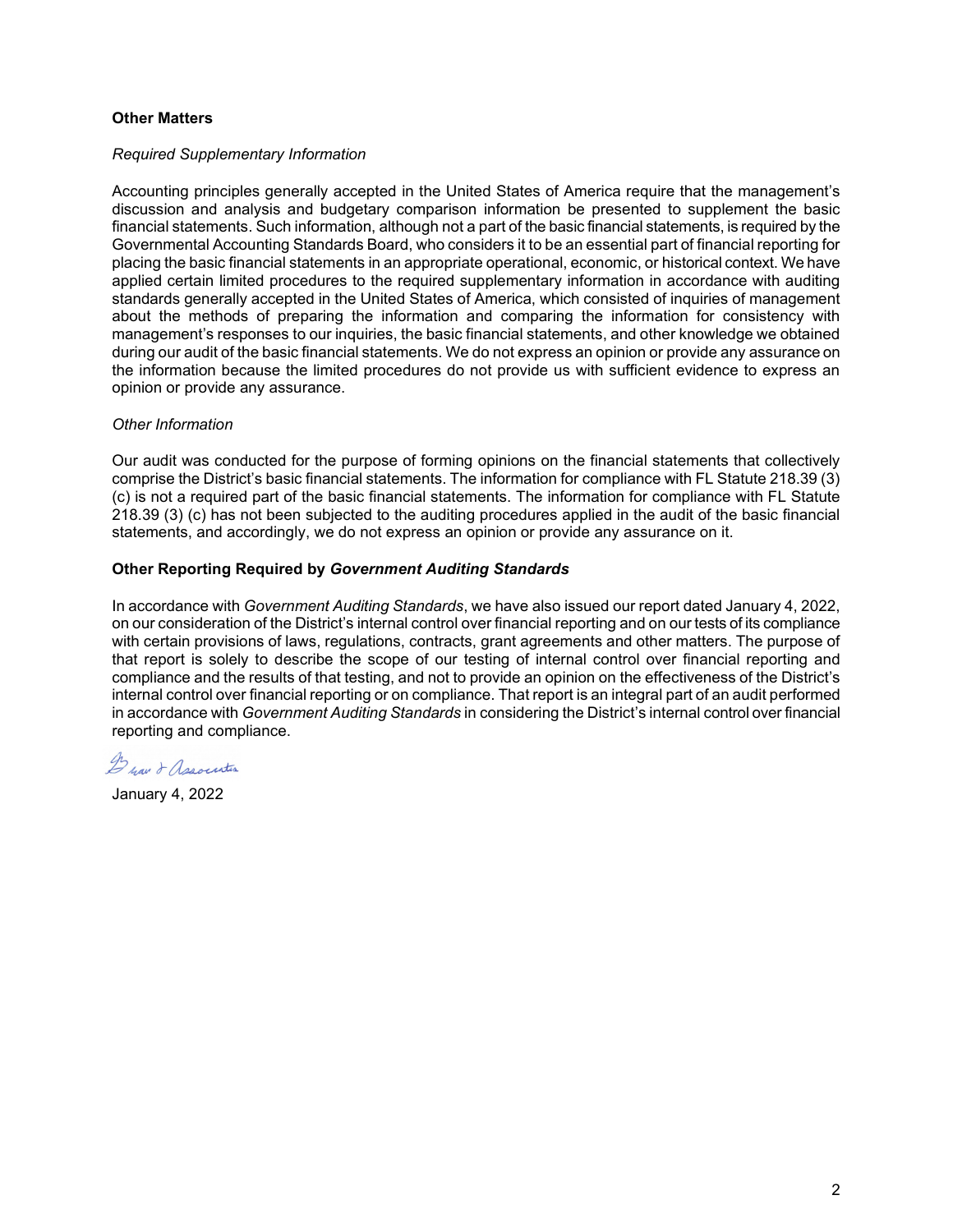## Other Matters

*Required Supplementary Information*

Accounting principles generally accepted in the United States of America require that the management's discussion and analysis and budgetary comparison information be presented to supplement the basic financial statements. Such information, although not a part of the basic financial statements, is required by the Governmental Accounting Standards Board, who considers it to be an essential part of financial reporting for placing the basic financial statements in an appropriate operational, economic, or historical context. We have applied certain limited procedures to the required supplementary information in accordance with auditing standards generally accepted in the United States of America, which consisted of inquiries of management about the methods of preparing the information and comparing the information for consistency with management's responses to our inquiries, the basic financial statements, and other knowledge we obtained during our audit of the basic financial statements. We do not express an opinion or provide any assurance on the information because the limited procedures do not provide us with sufficient evidence to express an opinion or provide any assurance.

*Other Information*

Our audit was conducted for the purpose of forming opinions on the financial statements that collectively comprise the District's basic financial statements. The information for compliance with FL Statute 218.39 (3) (c) is not a required part of the basic financial statements. The information for compliance with FL Statute 218.39 (3) (c) has not been subjected to the auditing procedures applied in the audit of the basic financial statements, and accordingly, we do not express an opinion or provide any assurance on it.

## Other Reporting Required by *Government Auditing Standards*

In accordance with *Government Auditing Standards*, we have also issued our report dated January 4, 2022, on our consideration of the District's internal control over financial reporting and on our tests of its compliance with certain provisions of laws, regulations, contracts, grant agreements and other matters. The purpose of that report is solely to describe the scope of our testing of internal control over financial reporting and compliance and the results of that testing, and not to provide an opinion on the effectiveness of the District's internal control over financial reporting or on compliance. That report is an integral part of an audit performed in accordance with *Government Auditing Standards* in considering the District's internal control over financial reporting and compliance.

Grau & Associates

January 4, 2022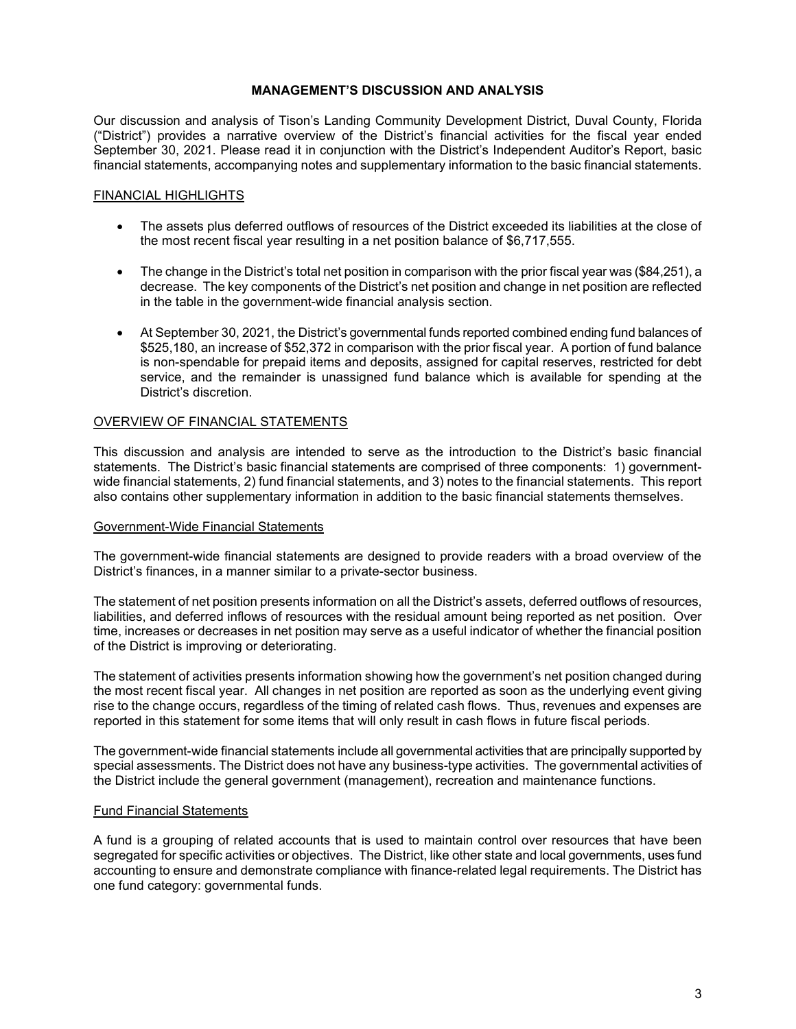# MANAGEMENT'S DISCUSSION AND ANALYSIS

Our discussion and analysis of Tison's Landing Community Development District, Duval County, Florida ("District") provides a narrative overview of the District's financial activities for the fiscal year ended September 30, 2021. Please read it in conjunction with the District's Independent Auditor's Report, basic financial statements, accompanying notes and supplementary information to the basic financial statements.

## FINANCIAL HIGHLIGHTS

- The assets plus deferred outflows of resources of the District exceeded its liabilities at the close of the most recent fiscal year resulting in a net position balance of $6,717,555.
- The change in the District's total net position in comparison with the prior fiscal year was ($84,251), a decrease. The key components of the District's net position and change in net position are reflected in the table in the government-wide financial analysis section.
- At September 30, 2021, the District's governmental funds reported combined ending fund balances of $525,180, an increase of $52,372 in comparison with the prior fiscal year. A portion of fund balance is non-spendable for prepaid items and deposits, assigned for capital reserves, restricted for debt service, and the remainder is unassigned fund balance which is available for spending at the District's discretion.

## OVERVIEW OF FINANCIAL STATEMENTS

This discussion and analysis are intended to serve as the introduction to the District's basic financial statements. The District's basic financial statements are comprised of three components: 1) government-wide financial statements, 2) fund financial statements, and 3) notes to the financial statements. This report also contains other supplementary information in addition to the basic financial statements themselves.

### Government-Wide Financial Statements

The government-wide financial statements are designed to provide readers with a broad overview of the District's finances, in a manner similar to a private-sector business.

The statement of net position presents information on all the District's assets, deferred outflows of resources, liabilities, and deferred inflows of resources with the residual amount being reported as net position. Over time, increases or decreases in net position may serve as a useful indicator of whether the financial position of the District is improving or deteriorating.

The statement of activities presents information showing how the government's net position changed during the most recent fiscal year. All changes in net position are reported as soon as the underlying event giving rise to the change occurs, regardless of the timing of related cash flows. Thus, revenues and expenses are reported in this statement for some items that will only result in cash flows in future fiscal periods.

The government-wide financial statements include all governmental activities that are principally supported by special assessments. The District does not have any business-type activities. The governmental activities of the District include the general government (management), recreation and maintenance functions.

### Fund Financial Statements

A fund is a grouping of related accounts that is used to maintain control over resources that have been segregated for specific activities or objectives. The District, like other state and local governments, uses fund accounting to ensure and demonstrate compliance with finance-related legal requirements. The District has one fund category: governmental funds.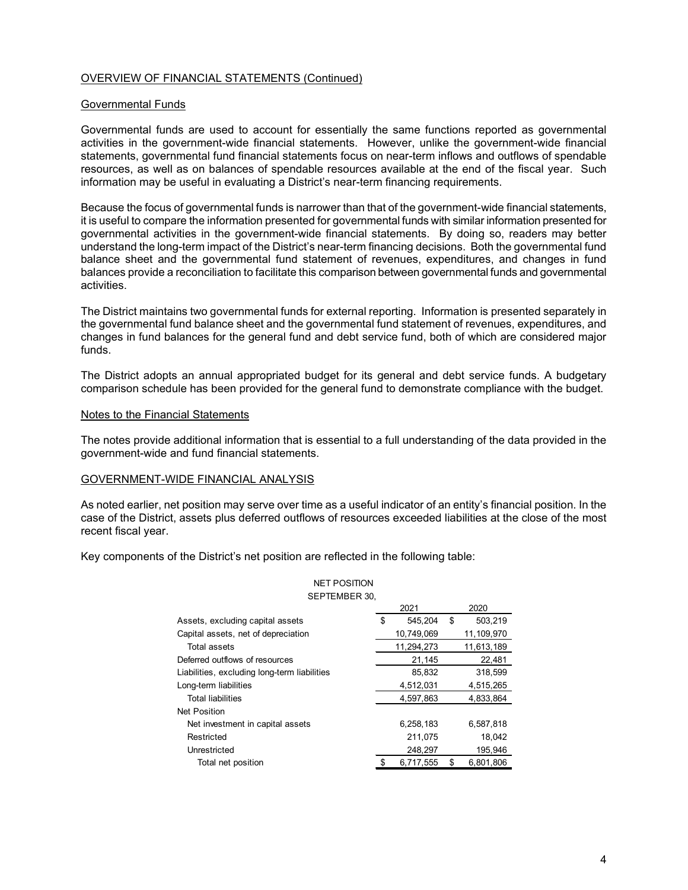OVERVIEW OF FINANCIAL STATEMENTS (Continued)

Governmental Funds

Governmental funds are used to account for essentially the same functions reported as governmental activities in the government-wide financial statements. However, unlike the government-wide financial statements, governmental fund financial statements focus on near-term inflows and outflows of spendable resources, as well as on balances of spendable resources available at the end of the fiscal year. Such information may be useful in evaluating a District's near-term financing requirements.

Because the focus of governmental funds is narrower than that of the government-wide financial statements, it is useful to compare the information presented for governmental funds with similar information presented for governmental activities in the government-wide financial statements. By doing so, readers may better understand the long-term impact of the District's near-term financing decisions. Both the governmental fund balance sheet and the governmental fund statement of revenues, expenditures, and changes in fund balances provide a reconciliation to facilitate this comparison between governmental funds and governmental activities.

The District maintains two governmental funds for external reporting. Information is presented separately in the governmental fund balance sheet and the governmental fund statement of revenues, expenditures, and changes in fund balances for the general fund and debt service fund, both of which are considered major funds.

The District adopts an annual appropriated budget for its general and debt service funds. A budgetary comparison schedule has been provided for the general fund to demonstrate compliance with the budget.

Notes to the Financial Statements

The notes provide additional information that is essential to a full understanding of the data provided in the government-wide and fund financial statements.

GOVERNMENT-WIDE FINANCIAL ANALYSIS

As noted earlier, net position may serve over time as a useful indicator of an entity's financial position. In the case of the District, assets plus deferred outflows of resources exceeded liabilities at the close of the most recent fiscal year.

Key components of the District's net position are reflected in the following table:

NET POSITION
SEPTEMBER 30,

| | 2021 | 2020 |
|---|---|---|
| Assets, excluding capital assets | $ 545,204 | $ 503,219 |
| Capital assets, net of depreciation | 10,749,069 | 11,109,970 |
| Total assets | 11,294,273 | 11,613,189 |
| Deferred outflows of resources | 21,145 | 22,481 |
| Liabilities, excluding long-term liabilities | 85,832 | 318,599 |
| Long-term liabilities | 4,512,031 | 4,515,265 |
| Total liabilities | 4,597,863 | 4,833,864 |
| Net Position | | |
| Net investment in capital assets | 6,258,183 | 6,587,818 |
| Restricted | 211,075 | 18,042 |
| Unrestricted | 248,297 | 195,946 |
| Total net position | $ 6,717,555 | $ 6,801,806 |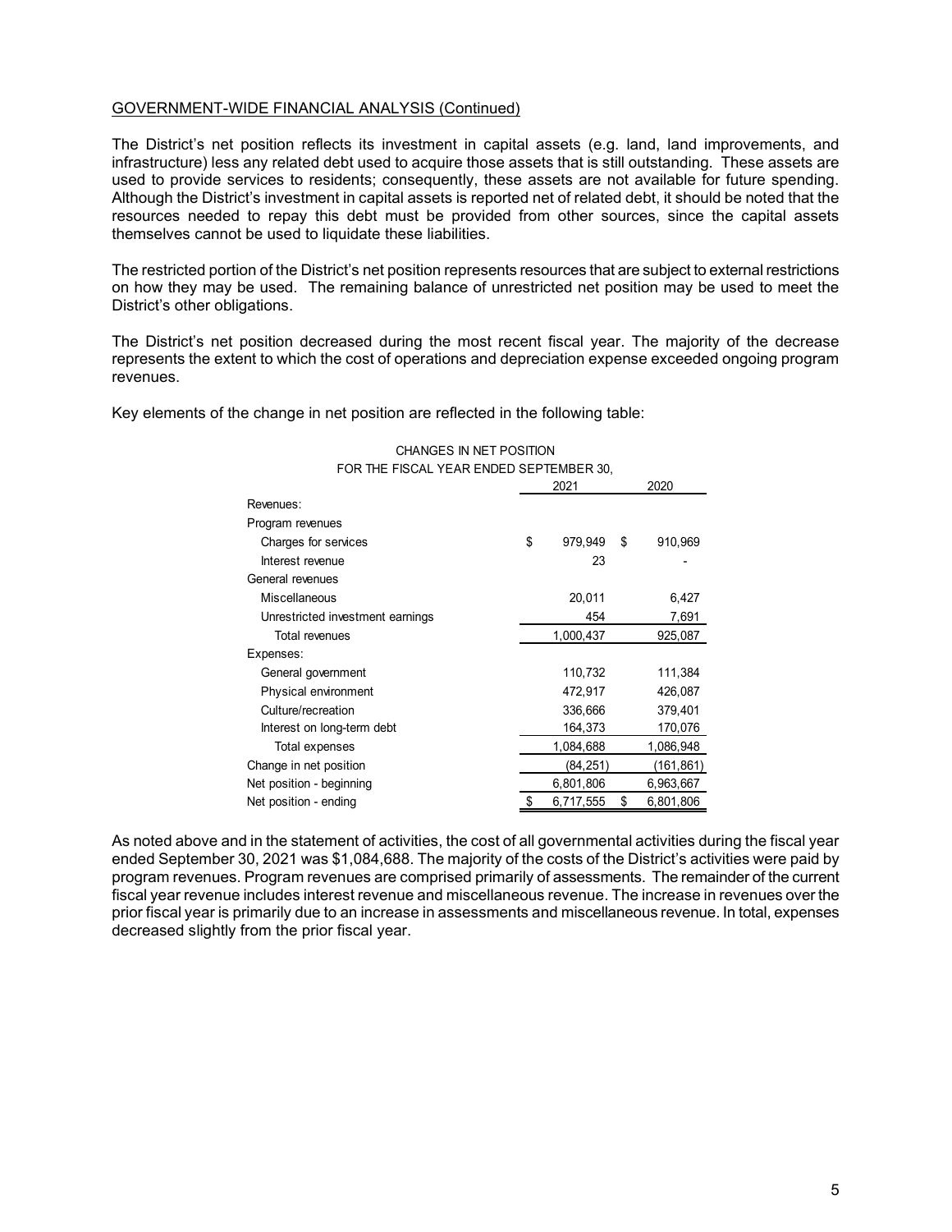GOVERNMENT-WIDE FINANCIAL ANALYSIS (Continued)

The District's net position reflects its investment in capital assets (e.g. land, land improvements, and infrastructure) less any related debt used to acquire those assets that is still outstanding. These assets are used to provide services to residents; consequently, these assets are not available for future spending. Although the District's investment in capital assets is reported net of related debt, it should be noted that the resources needed to repay this debt must be provided from other sources, since the capital assets themselves cannot be used to liquidate these liabilities.

The restricted portion of the District's net position represents resources that are subject to external restrictions on how they may be used. The remaining balance of unrestricted net position may be used to meet the District's other obligations.

The District's net position decreased during the most recent fiscal year. The majority of the decrease represents the extent to which the cost of operations and depreciation expense exceeded ongoing program revenues.

Key elements of the change in net position are reflected in the following table:

CHANGES IN NET POSITION
FOR THE FISCAL YEAR ENDED SEPTEMBER 30,

| | 2021 | 2020 |
|---|---|---|
| Revenues: | | |
| Program revenues | | |
| Charges for services | $ 979,949 | $ 910,969 |
| Interest revenue | 23 | - |
| General revenues | | |
| Miscellaneous | 20,011 | 6,427 |
| Unrestricted investment earnings | 454 | 7,691 |
| Total revenues | 1,000,437 | 925,087 |
| Expenses: | | |
| General government | 110,732 | 111,384 |
| Physical environment | 472,917 | 426,087 |
| Culture/recreation | 336,666 | 379,401 |
| Interest on long-term debt | 164,373 | 170,076 |
| Total expenses | 1,084,688 | 1,086,948 |
| Change in net position | (84,251) | (161,861) |
| Net position - beginning | 6,801,806 | 6,963,667 |
| Net position - ending | $ 6,717,555 | $ 6,801,806 |

As noted above and in the statement of activities, the cost of all governmental activities during the fiscal year ended September 30, 2021 was $1,084,688. The majority of the costs of the District's activities were paid by program revenues. Program revenues are comprised primarily of assessments. The remainder of the current fiscal year revenue includes interest revenue and miscellaneous revenue. The increase in revenues over the prior fiscal year is primarily due to an increase in assessments and miscellaneous revenue. In total, expenses decreased slightly from the prior fiscal year.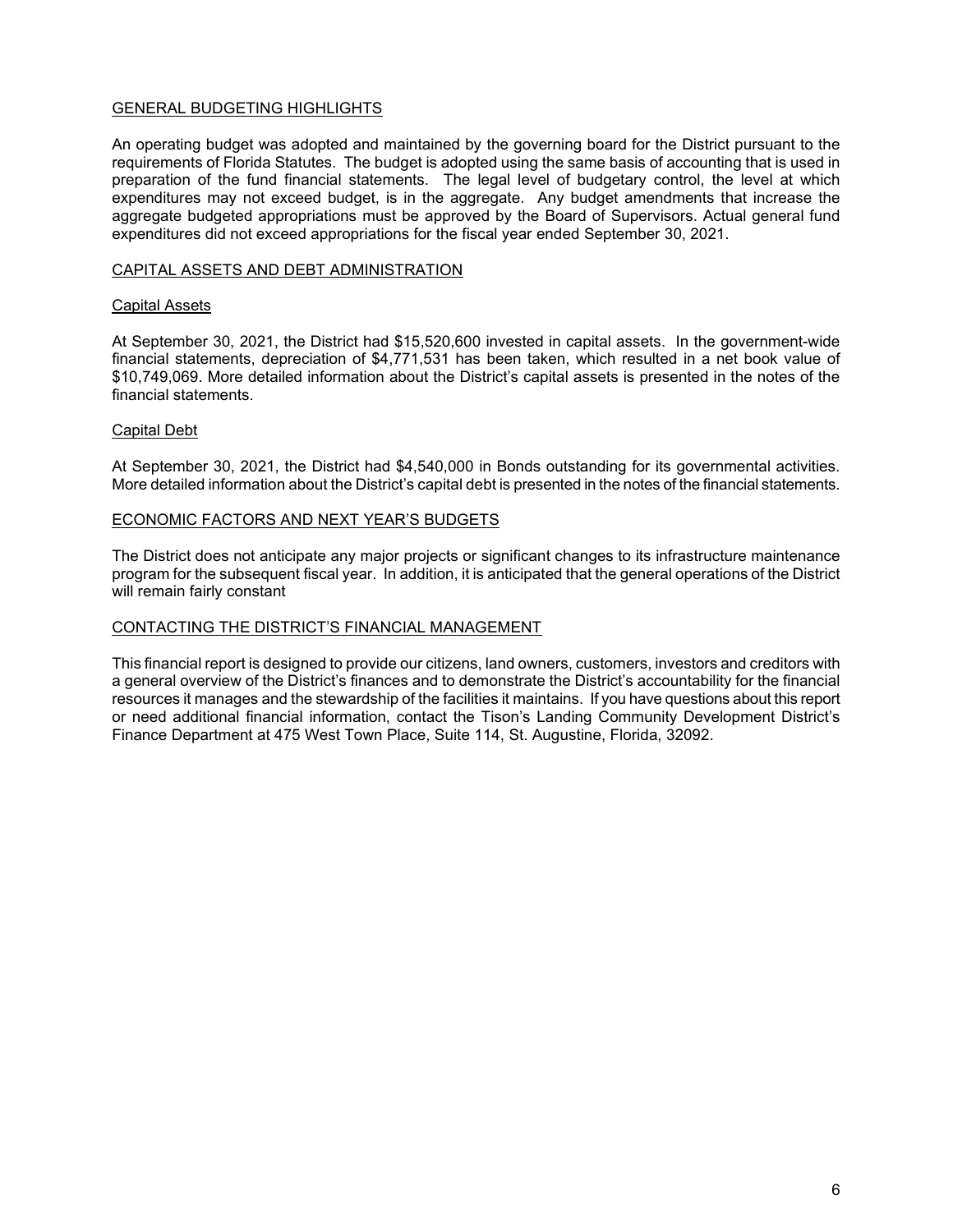## GENERAL BUDGETING HIGHLIGHTS

An operating budget was adopted and maintained by the governing board for the District pursuant to the requirements of Florida Statutes. The budget is adopted using the same basis of accounting that is used in preparation of the fund financial statements. The legal level of budgetary control, the level at which expenditures may not exceed budget, is in the aggregate. Any budget amendments that increase the aggregate budgeted appropriations must be approved by the Board of Supervisors. Actual general fund expenditures did not exceed appropriations for the fiscal year ended September 30, 2021.

## CAPITAL ASSETS AND DEBT ADMINISTRATION

### Capital Assets

At September 30, 2021, the District had $15,520,600 invested in capital assets. In the government-wide financial statements, depreciation of $4,771,531 has been taken, which resulted in a net book value of $10,749,069. More detailed information about the District's capital assets is presented in the notes of the financial statements.

### Capital Debt

At September 30, 2021, the District had $4,540,000 in Bonds outstanding for its governmental activities. More detailed information about the District's capital debt is presented in the notes of the financial statements.

## ECONOMIC FACTORS AND NEXT YEAR'S BUDGETS

The District does not anticipate any major projects or significant changes to its infrastructure maintenance program for the subsequent fiscal year. In addition, it is anticipated that the general operations of the District will remain fairly constant

## CONTACTING THE DISTRICT'S FINANCIAL MANAGEMENT

This financial report is designed to provide our citizens, land owners, customers, investors and creditors with a general overview of the District's finances and to demonstrate the District's accountability for the financial resources it manages and the stewardship of the facilities it maintains. If you have questions about this report or need additional financial information, contact the Tison's Landing Community Development District's Finance Department at 475 West Town Place, Suite 114, St. Augustine, Florida, 32092.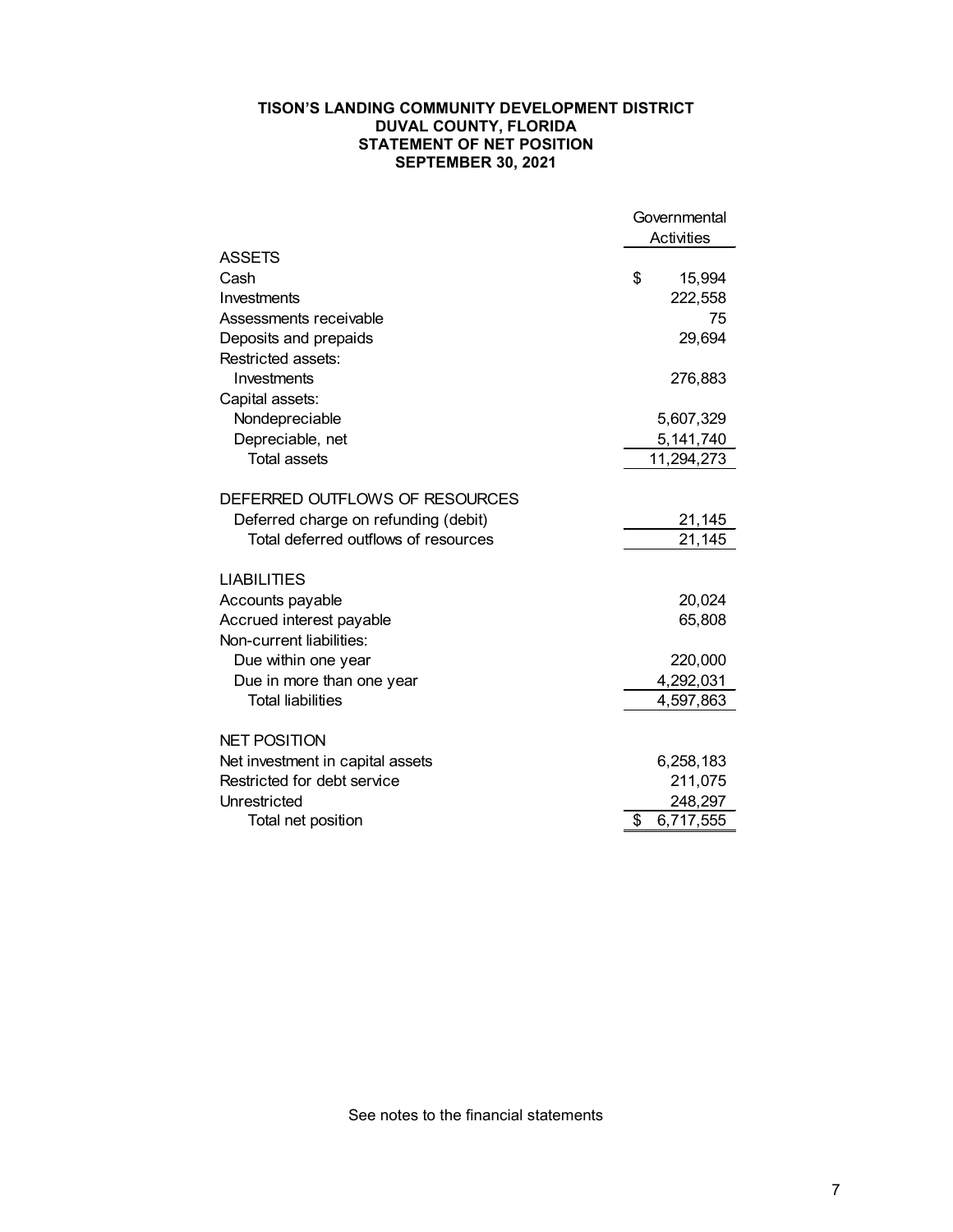# TISON'S LANDING COMMUNITY DEVELOPMENT DISTRICT
## DUVAL COUNTY, FLORIDA
## STATEMENT OF NET POSITION
## SEPTEMBER 30, 2021

| | Governmental Activities |
|---|---|
| **ASSETS** | |
| Cash | $ 15,994 |
| Investments | 222,558 |
| Assessments receivable | 75 |
| Deposits and prepaids | 29,694 |
| Restricted assets: | |
| Investments | 276,883 |
| Capital assets: | |
| Nondepreciable | 5,607,329 |
| Depreciable, net | 5,141,740 |
| Total assets | 11,294,273 |
| | |
| **DEFERRED OUTFLOWS OF RESOURCES** | |
| Deferred charge on refunding (debit) | 21,145 |
| Total deferred outflows of resources | 21,145 |
| | |
| **LIABILITIES** | |
| Accounts payable | 20,024 |
| Accrued interest payable | 65,808 |
| Non-current liabilities: | |
| Due within one year | 220,000 |
| Due in more than one year | 4,292,031 |
| Total liabilities | 4,597,863 |
| | |
| **NET POSITION** | |
| Net investment in capital assets | 6,258,183 |
| Restricted for debt service | 211,075 |
| Unrestricted | 248,297 |
| Total net position | $ 6,717,555 |

See notes to the financial statements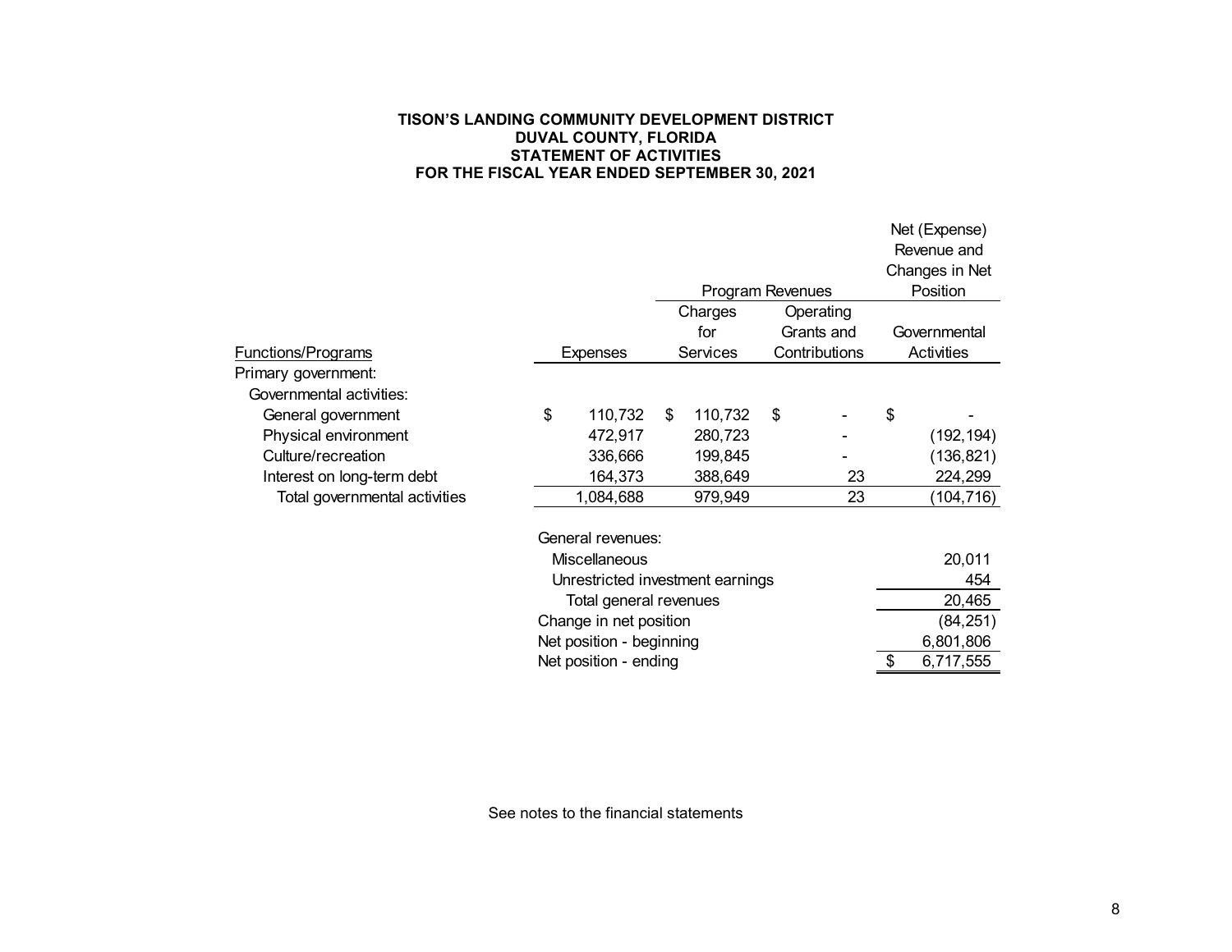**TISON'S LANDING COMMUNITY DEVELOPMENT DISTRICT**
**DUVAL COUNTY, FLORIDA**
**STATEMENT OF ACTIVITIES**
**FOR THE FISCAL YEAR ENDED SEPTEMBER 30, 2021**

| | | Program Revenues | | Net (Expense) Revenue and Changes in Net Position |
|---|---|---|---|---|
| Functions/Programs | Expenses | Charges for Services | Operating Grants and Contributions | Governmental Activities |
| Primary government: | | | | |
| Governmental activities: | | | | |
| General government | $ 110,732 | $ 110,732 | $ - | $ - |
| Physical environment | 472,917 | 280,723 | - | (192,194) |
| Culture/recreation | 336,666 | 199,845 | - | (136,821) |
| Interest on long-term debt | 164,373 | 388,649 | 23 | 224,299 |
| Total governmental activities | 1,084,688 | 979,949 | 23 | (104,716) |
| | General revenues: | | | |
| | Miscellaneous | | | 20,011 |
| | Unrestricted investment earnings | | | 454 |
| | Total general revenues | | | 20,465 |
| | Change in net position | | | (84,251) |
| | Net position - beginning | | | 6,801,806 |
| | Net position - ending | | | $ 6,717,555 |

See notes to the financial statements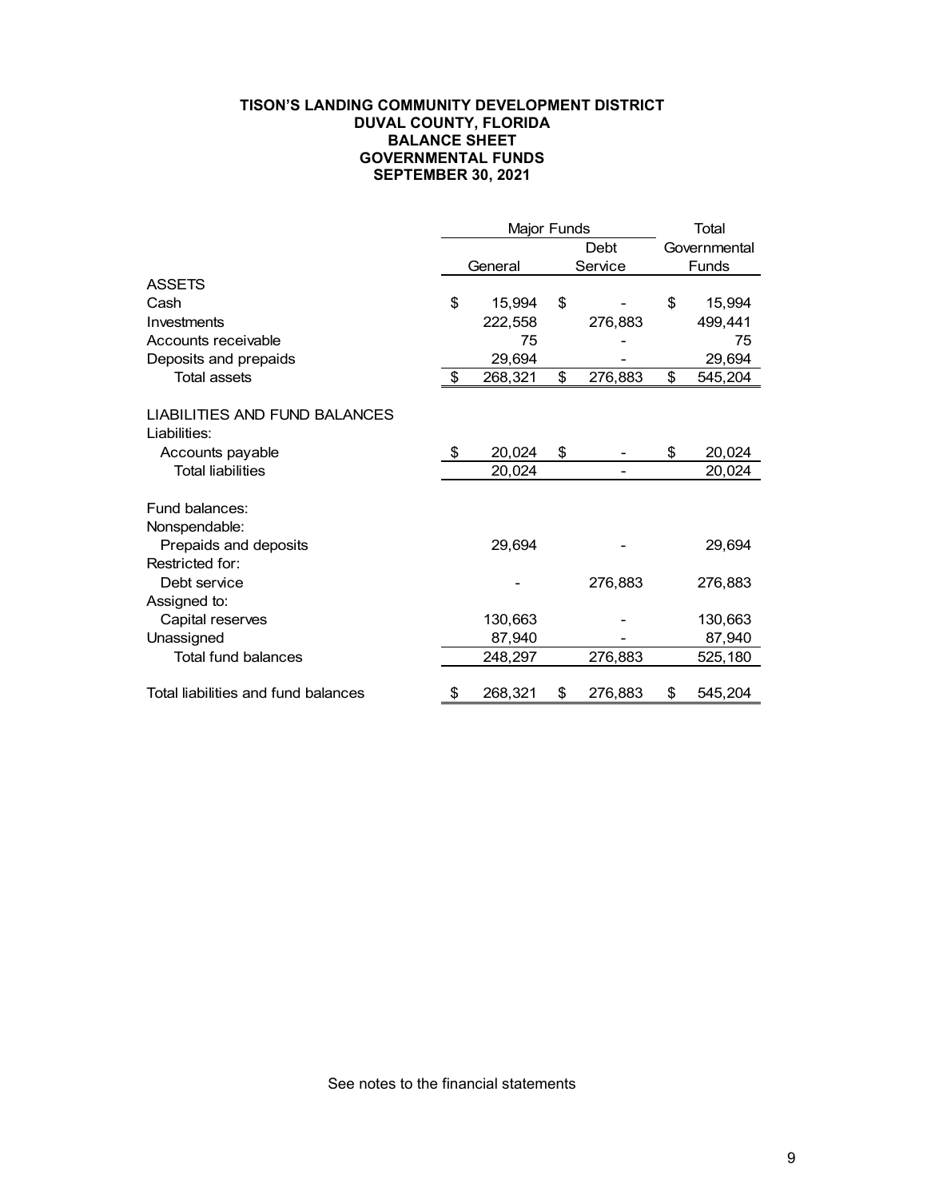**TISON'S LANDING COMMUNITY DEVELOPMENT DISTRICT**
**DUVAL COUNTY, FLORIDA**
**BALANCE SHEET**
**GOVERNMENTAL FUNDS**
**SEPTEMBER 30, 2021**

| | Major Funds | | Total |
|---|---|---|---|
| | General | Debt Service | Governmental Funds |
| **ASSETS** | | | |
| Cash | $ 15,994 | $ - | $ 15,994 |
| Investments | 222,558 | 276,883 | 499,441 |
| Accounts receivable | 75 | - | 75 |
| Deposits and prepaids | 29,694 | - | 29,694 |
| Total assets | $ 268,321 | $ 276,883 | $ 545,204 |
| **LIABILITIES AND FUND BALANCES** | | | |
| Liabilities: | | | |
| Accounts payable | $ 20,024 | $ - | $ 20,024 |
| Total liabilities | 20,024 | - | 20,024 |
| Fund balances: | | | |
| Nonspendable: | | | |
| Prepaids and deposits | 29,694 | - | 29,694 |
| Restricted for: | | | |
| Debt service | - | 276,883 | 276,883 |
| Assigned to: | | | |
| Capital reserves | 130,663 | - | 130,663 |
| Unassigned | 87,940 | - | 87,940 |
| Total fund balances | 248,297 | 276,883 | 525,180 |
| Total liabilities and fund balances | $ 268,321 | $ 276,883 | $ 545,204 |

See notes to the financial statements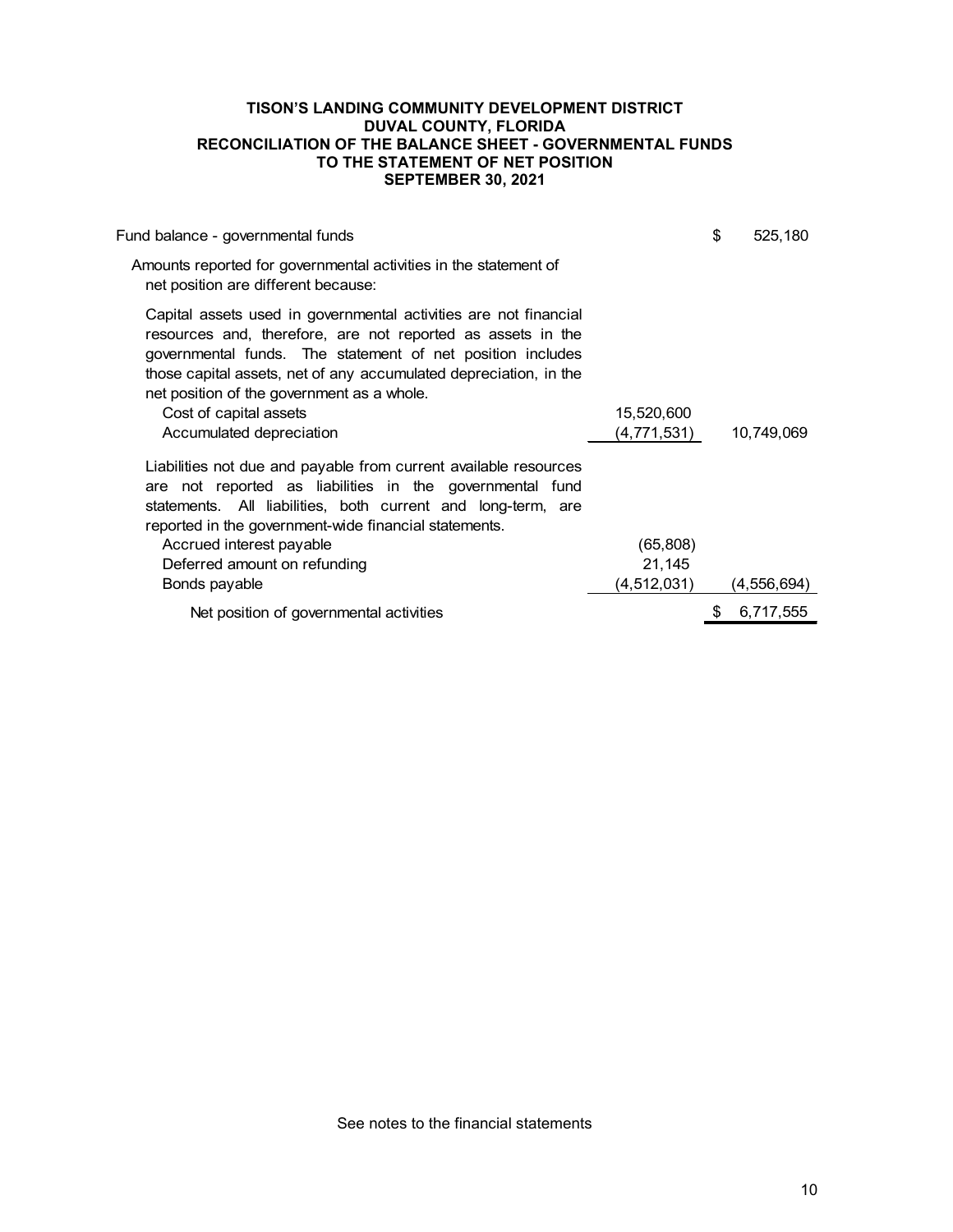# TISON'S LANDING COMMUNITY DEVELOPMENT DISTRICT
## DUVAL COUNTY, FLORIDA
## RECONCILIATION OF THE BALANCE SHEET - GOVERNMENTAL FUNDS TO THE STATEMENT OF NET POSITION
## SEPTEMBER 30, 2021

| | | |
|---|---|---|
| Fund balance - governmental funds | | $ 525,180 |
| Amounts reported for governmental activities in the statement of net position are different because: | | |
| Capital assets used in governmental activities are not financial resources and, therefore, are not reported as assets in the governmental funds. The statement of net position includes those capital assets, net of any accumulated depreciation, in the net position of the government as a whole. | | |
| Cost of capital assets | 15,520,600 | |
| Accumulated depreciation | (4,771,531) | 10,749,069 |
| Liabilities not due and payable from current available resources are not reported as liabilities in the governmental fund statements. All liabilities, both current and long-term, are reported in the government-wide financial statements. | | |
| Accrued interest payable | (65,808) | |
| Deferred amount on refunding | 21,145 | |
| Bonds payable | (4,512,031) | (4,556,694) |
| Net position of governmental activities | | $ 6,717,555 |

See notes to the financial statements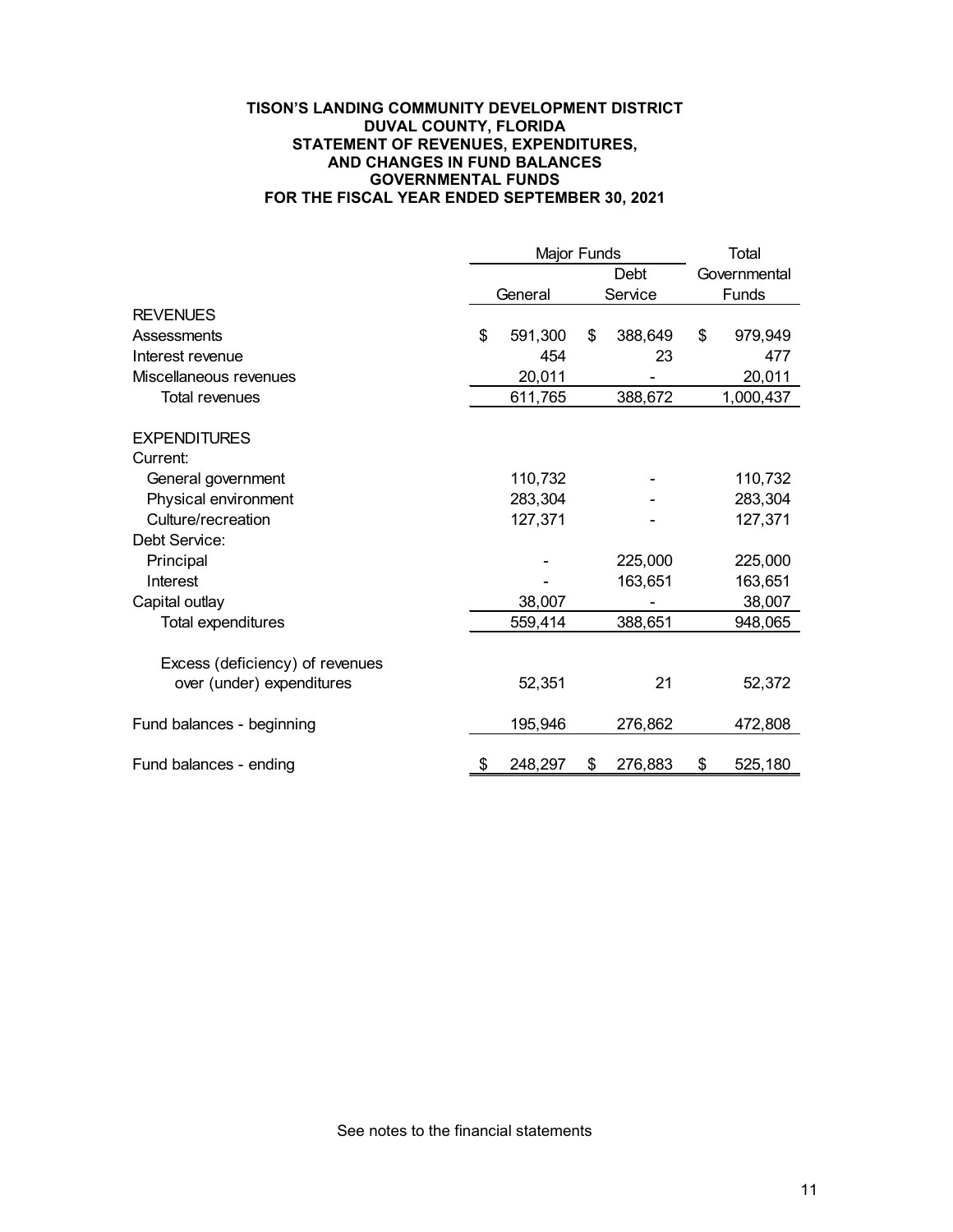**TISON'S LANDING COMMUNITY DEVELOPMENT DISTRICT**
**DUVAL COUNTY, FLORIDA**
**STATEMENT OF REVENUES, EXPENDITURES, AND CHANGES IN FUND BALANCES**
**GOVERNMENTAL FUNDS**
**FOR THE FISCAL YEAR ENDED SEPTEMBER 30, 2021**

| | Major Funds | | Total |
|---|---|---|---|
| | General | Debt Service | Governmental Funds |
| **REVENUES** | | | |
| Assessments | $ 591,300 | $ 388,649 | $ 979,949 |
| Interest revenue | 454 | 23 | 477 |
| Miscellaneous revenues | 20,011 | - | 20,011 |
| Total revenues | 611,765 | 388,672 | 1,000,437 |
| | | | |
| **EXPENDITURES** | | | |
| Current: | | | |
| General government | 110,732 | - | 110,732 |
| Physical environment | 283,304 | - | 283,304 |
| Culture/recreation | 127,371 | - | 127,371 |
| Debt Service: | | | |
| Principal | - | 225,000 | 225,000 |
| Interest | - | 163,651 | 163,651 |
| Capital outlay | 38,007 | - | 38,007 |
| Total expenditures | 559,414 | 388,651 | 948,065 |
| | | | |
| Excess (deficiency) of revenues over (under) expenditures | 52,351 | 21 | 52,372 |
| | | | |
| Fund balances - beginning | 195,946 | 276,862 | 472,808 |
| | | | |
| Fund balances - ending | $ 248,297 | $ 276,883 | $ 525,180 |

See notes to the financial statements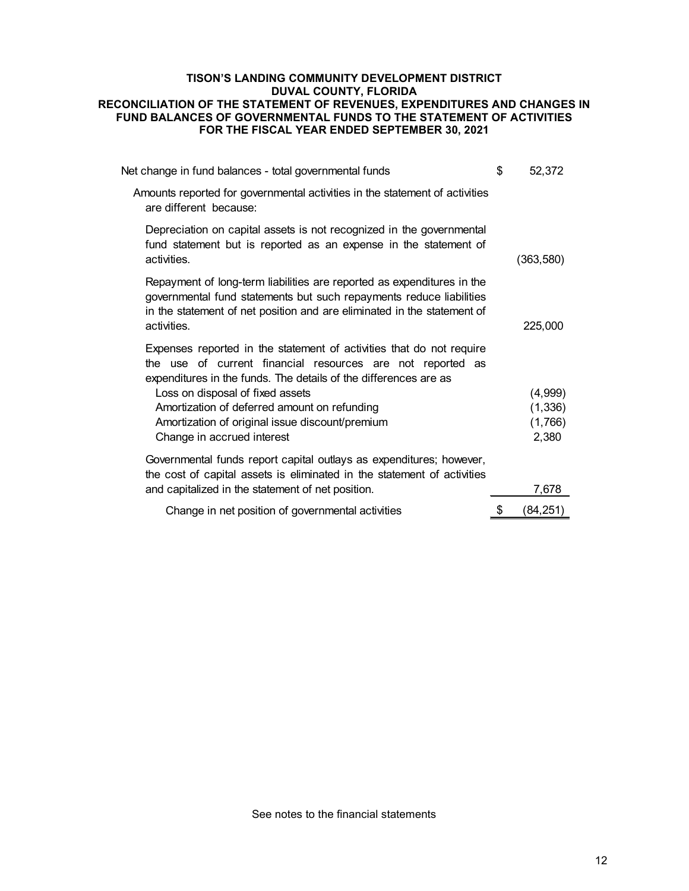# TISON'S LANDING COMMUNITY DEVELOPMENT DISTRICT
## DUVAL COUNTY, FLORIDA
## RECONCILIATION OF THE STATEMENT OF REVENUES, EXPENDITURES AND CHANGES IN FUND BALANCES OF GOVERNMENTAL FUNDS TO THE STATEMENT OF ACTIVITIES
## FOR THE FISCAL YEAR ENDED SEPTEMBER 30, 2021

| | |
|---|---|
| Net change in fund balances - total governmental funds | $ 52,372 |
| Amounts reported for governmental activities in the statement of activities are different because: | |
| Depreciation on capital assets is not recognized in the governmental fund statement but is reported as an expense in the statement of activities. | (363,580) |
| Repayment of long-term liabilities are reported as expenditures in the governmental fund statements but such repayments reduce liabilities in the statement of net position and are eliminated in the statement of activities. | 225,000 |
| Expenses reported in the statement of activities that do not require the use of current financial resources are not reported as expenditures in the funds. The details of the differences are as | |
| Loss on disposal of fixed assets | (4,999) |
| Amortization of deferred amount on refunding | (1,336) |
| Amortization of original issue discount/premium | (1,766) |
| Change in accrued interest | 2,380 |
| Governmental funds report capital outlays as expenditures; however, the cost of capital assets is eliminated in the statement of activities and capitalized in the statement of net position. | 7,678 |
| Change in net position of governmental activities | $ (84,251) |

See notes to the financial statements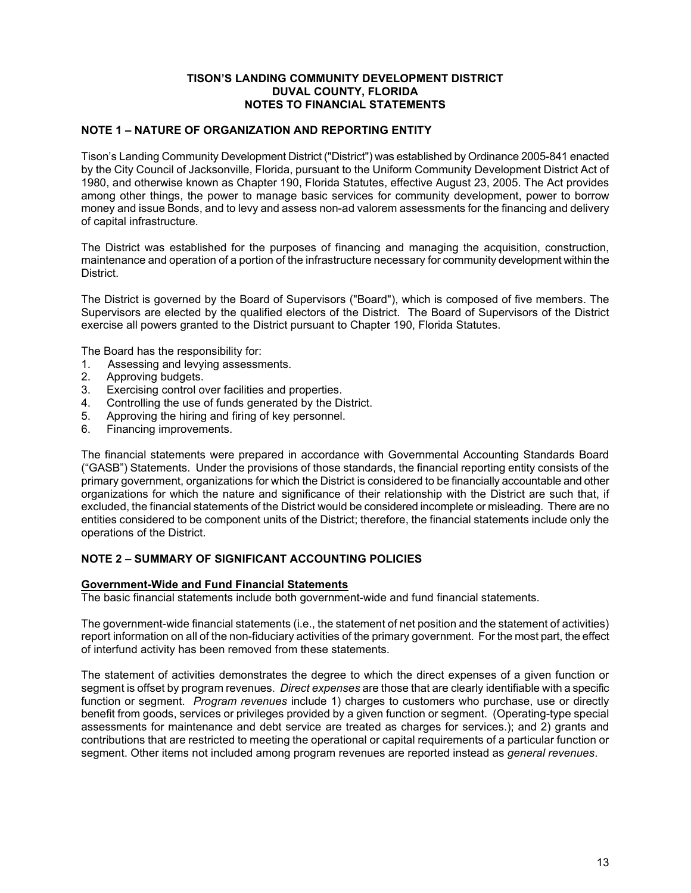# TISON'S LANDING COMMUNITY DEVELOPMENT DISTRICT
# DUVAL COUNTY, FLORIDA
# NOTES TO FINANCIAL STATEMENTS

## NOTE 1 – NATURE OF ORGANIZATION AND REPORTING ENTITY

Tison's Landing Community Development District ("District") was established by Ordinance 2005-841 enacted by the City Council of Jacksonville, Florida, pursuant to the Uniform Community Development District Act of 1980, and otherwise known as Chapter 190, Florida Statutes, effective August 23, 2005. The Act provides among other things, the power to manage basic services for community development, power to borrow money and issue Bonds, and to levy and assess non-ad valorem assessments for the financing and delivery of capital infrastructure.

The District was established for the purposes of financing and managing the acquisition, construction, maintenance and operation of a portion of the infrastructure necessary for community development within the District.

The District is governed by the Board of Supervisors ("Board"), which is composed of five members. The Supervisors are elected by the qualified electors of the District. The Board of Supervisors of the District exercise all powers granted to the District pursuant to Chapter 190, Florida Statutes.

The Board has the responsibility for:

1. Assessing and levying assessments.
2. Approving budgets.
3. Exercising control over facilities and properties.
4. Controlling the use of funds generated by the District.
5. Approving the hiring and firing of key personnel.
6. Financing improvements.

The financial statements were prepared in accordance with Governmental Accounting Standards Board ("GASB") Statements. Under the provisions of those standards, the financial reporting entity consists of the primary government, organizations for which the District is considered to be financially accountable and other organizations for which the nature and significance of their relationship with the District are such that, if excluded, the financial statements of the District would be considered incomplete or misleading. There are no entities considered to be component units of the District; therefore, the financial statements include only the operations of the District.

## NOTE 2 – SUMMARY OF SIGNIFICANT ACCOUNTING POLICIES

### Government-Wide and Fund Financial Statements

The basic financial statements include both government-wide and fund financial statements.

The government-wide financial statements (i.e., the statement of net position and the statement of activities) report information on all of the non-fiduciary activities of the primary government. For the most part, the effect of interfund activity has been removed from these statements.

The statement of activities demonstrates the degree to which the direct expenses of a given function or segment is offset by program revenues. *Direct expenses* are those that are clearly identifiable with a specific function or segment. *Program revenues* include 1) charges to customers who purchase, use or directly benefit from goods, services or privileges provided by a given function or segment. (Operating-type special assessments for maintenance and debt service are treated as charges for services.); and 2) grants and contributions that are restricted to meeting the operational or capital requirements of a particular function or segment. Other items not included among program revenues are reported instead as *general revenues*.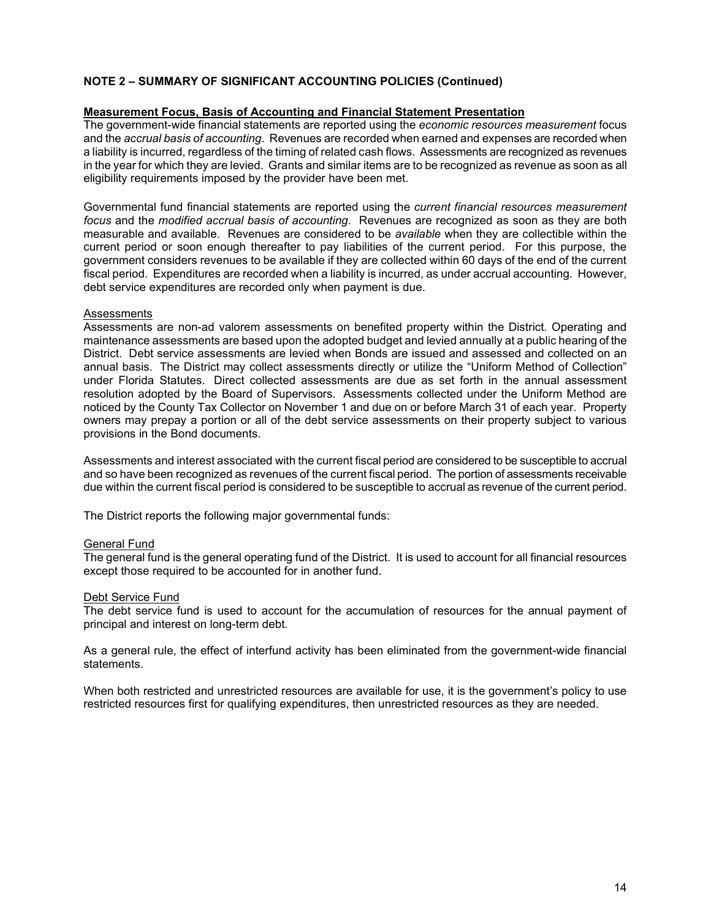**NOTE 2 – SUMMARY OF SIGNIFICANT ACCOUNTING POLICIES (Continued)**

**Measurement Focus, Basis of Accounting and Financial Statement Presentation**

The government-wide financial statements are reported using the *economic resources measurement* focus and the *accrual basis of accounting*. Revenues are recorded when earned and expenses are recorded when a liability is incurred, regardless of the timing of related cash flows. Assessments are recognized as revenues in the year for which they are levied. Grants and similar items are to be recognized as revenue as soon as all eligibility requirements imposed by the provider have been met.

Governmental fund financial statements are reported using the *current financial resources measurement focus* and the *modified accrual basis of accounting*. Revenues are recognized as soon as they are both measurable and available. Revenues are considered to be *available* when they are collectible within the current period or soon enough thereafter to pay liabilities of the current period. For this purpose, the government considers revenues to be available if they are collected within 60 days of the end of the current fiscal period. Expenditures are recorded when a liability is incurred, as under accrual accounting. However, debt service expenditures are recorded only when payment is due.

Assessments

Assessments are non-ad valorem assessments on benefited property within the District. Operating and maintenance assessments are based upon the adopted budget and levied annually at a public hearing of the District. Debt service assessments are levied when Bonds are issued and assessed and collected on an annual basis. The District may collect assessments directly or utilize the "Uniform Method of Collection" under Florida Statutes. Direct collected assessments are due as set forth in the annual assessment resolution adopted by the Board of Supervisors. Assessments collected under the Uniform Method are noticed by the County Tax Collector on November 1 and due on or before March 31 of each year. Property owners may prepay a portion or all of the debt service assessments on their property subject to various provisions in the Bond documents.

Assessments and interest associated with the current fiscal period are considered to be susceptible to accrual and so have been recognized as revenues of the current fiscal period. The portion of assessments receivable due within the current fiscal period is considered to be susceptible to accrual as revenue of the current period.

The District reports the following major governmental funds:

General Fund

The general fund is the general operating fund of the District. It is used to account for all financial resources except those required to be accounted for in another fund.

Debt Service Fund

The debt service fund is used to account for the accumulation of resources for the annual payment of principal and interest on long-term debt.

As a general rule, the effect of interfund activity has been eliminated from the government-wide financial statements.

When both restricted and unrestricted resources are available for use, it is the government's policy to use restricted resources first for qualifying expenditures, then unrestricted resources as they are needed.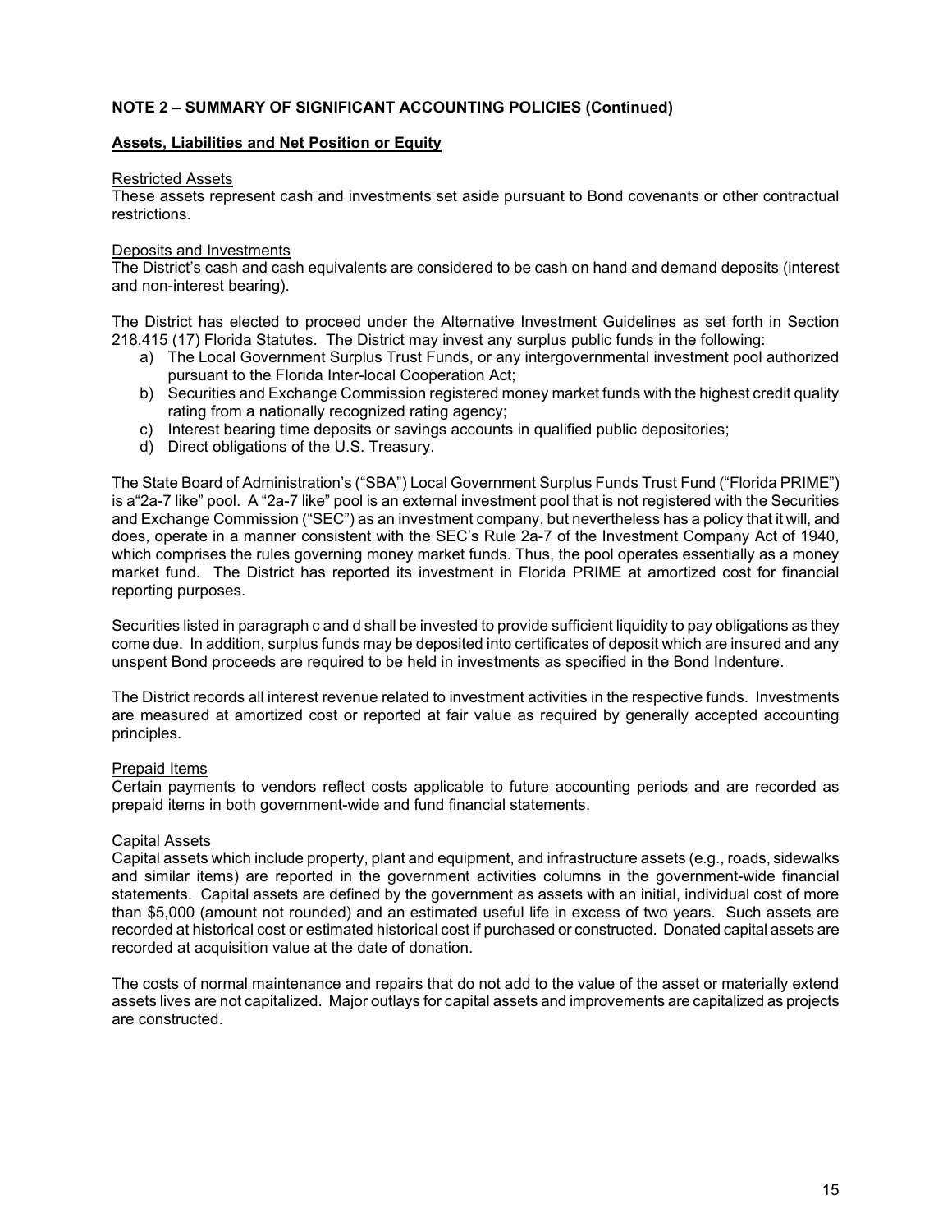**NOTE 2 – SUMMARY OF SIGNIFICANT ACCOUNTING POLICIES (Continued)**

**Assets, Liabilities and Net Position or Equity**

Restricted Assets
These assets represent cash and investments set aside pursuant to Bond covenants or other contractual restrictions.

Deposits and Investments
The District's cash and cash equivalents are considered to be cash on hand and demand deposits (interest and non-interest bearing).

The District has elected to proceed under the Alternative Investment Guidelines as set forth in Section 218.415 (17) Florida Statutes. The District may invest any surplus public funds in the following:

a) The Local Government Surplus Trust Funds, or any intergovernmental investment pool authorized pursuant to the Florida Inter-local Cooperation Act;
b) Securities and Exchange Commission registered money market funds with the highest credit quality rating from a nationally recognized rating agency;
c) Interest bearing time deposits or savings accounts in qualified public depositories;
d) Direct obligations of the U.S. Treasury.

The State Board of Administration's ("SBA") Local Government Surplus Funds Trust Fund ("Florida PRIME") is a"2a-7 like" pool. A "2a-7 like" pool is an external investment pool that is not registered with the Securities and Exchange Commission ("SEC") as an investment company, but nevertheless has a policy that it will, and does, operate in a manner consistent with the SEC's Rule 2a-7 of the Investment Company Act of 1940, which comprises the rules governing money market funds. Thus, the pool operates essentially as a money market fund. The District has reported its investment in Florida PRIME at amortized cost for financial reporting purposes.

Securities listed in paragraph c and d shall be invested to provide sufficient liquidity to pay obligations as they come due. In addition, surplus funds may be deposited into certificates of deposit which are insured and any unspent Bond proceeds are required to be held in investments as specified in the Bond Indenture.

The District records all interest revenue related to investment activities in the respective funds. Investments are measured at amortized cost or reported at fair value as required by generally accepted accounting principles.

Prepaid Items
Certain payments to vendors reflect costs applicable to future accounting periods and are recorded as prepaid items in both government-wide and fund financial statements.

Capital Assets
Capital assets which include property, plant and equipment, and infrastructure assets (e.g., roads, sidewalks and similar items) are reported in the government activities columns in the government-wide financial statements. Capital assets are defined by the government as assets with an initial, individual cost of more than $5,000 (amount not rounded) and an estimated useful life in excess of two years. Such assets are recorded at historical cost or estimated historical cost if purchased or constructed. Donated capital assets are recorded at acquisition value at the date of donation.

The costs of normal maintenance and repairs that do not add to the value of the asset or materially extend assets lives are not capitalized. Major outlays for capital assets and improvements are capitalized as projects are constructed.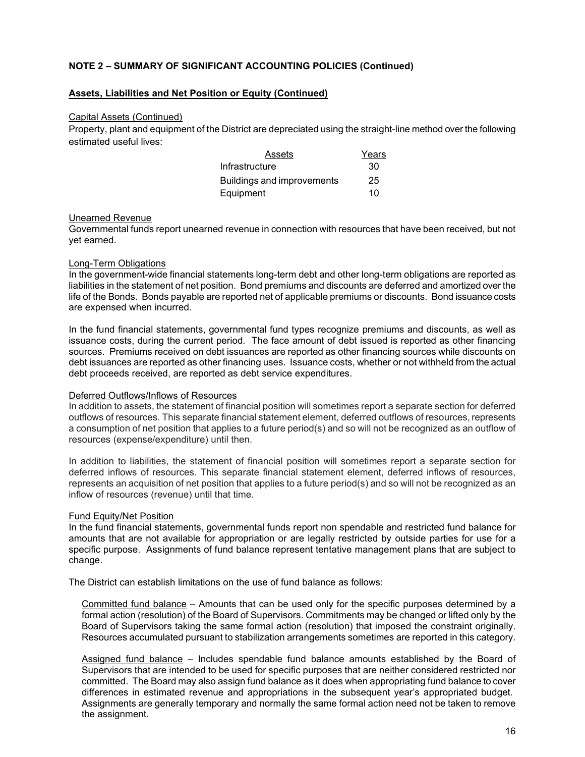**NOTE 2 – SUMMARY OF SIGNIFICANT ACCOUNTING POLICIES (Continued)**

**Assets, Liabilities and Net Position or Equity (Continued)**

Capital Assets (Continued)

Property, plant and equipment of the District are depreciated using the straight-line method over the following estimated useful lives:

| Assets | Years |
|---|---|
| Infrastructure | 30 |
| Buildings and improvements | 25 |
| Equipment | 10 |

Unearned Revenue

Governmental funds report unearned revenue in connection with resources that have been received, but not yet earned.

Long-Term Obligations

In the government-wide financial statements long-term debt and other long-term obligations are reported as liabilities in the statement of net position. Bond premiums and discounts are deferred and amortized over the life of the Bonds. Bonds payable are reported net of applicable premiums or discounts. Bond issuance costs are expensed when incurred.

In the fund financial statements, governmental fund types recognize premiums and discounts, as well as issuance costs, during the current period. The face amount of debt issued is reported as other financing sources. Premiums received on debt issuances are reported as other financing sources while discounts on debt issuances are reported as other financing uses. Issuance costs, whether or not withheld from the actual debt proceeds received, are reported as debt service expenditures.

Deferred Outflows/Inflows of Resources

In addition to assets, the statement of financial position will sometimes report a separate section for deferred outflows of resources. This separate financial statement element, deferred outflows of resources, represents a consumption of net position that applies to a future period(s) and so will not be recognized as an outflow of resources (expense/expenditure) until then.

In addition to liabilities, the statement of financial position will sometimes report a separate section for deferred inflows of resources. This separate financial statement element, deferred inflows of resources, represents an acquisition of net position that applies to a future period(s) and so will not be recognized as an inflow of resources (revenue) until that time.

Fund Equity/Net Position

In the fund financial statements, governmental funds report non spendable and restricted fund balance for amounts that are not available for appropriation or are legally restricted by outside parties for use for a specific purpose. Assignments of fund balance represent tentative management plans that are subject to change.

The District can establish limitations on the use of fund balance as follows:

Committed fund balance – Amounts that can be used only for the specific purposes determined by a formal action (resolution) of the Board of Supervisors. Commitments may be changed or lifted only by the Board of Supervisors taking the same formal action (resolution) that imposed the constraint originally. Resources accumulated pursuant to stabilization arrangements sometimes are reported in this category.

Assigned fund balance – Includes spendable fund balance amounts established by the Board of Supervisors that are intended to be used for specific purposes that are neither considered restricted nor committed. The Board may also assign fund balance as it does when appropriating fund balance to cover differences in estimated revenue and appropriations in the subsequent year's appropriated budget. Assignments are generally temporary and normally the same formal action need not be taken to remove the assignment.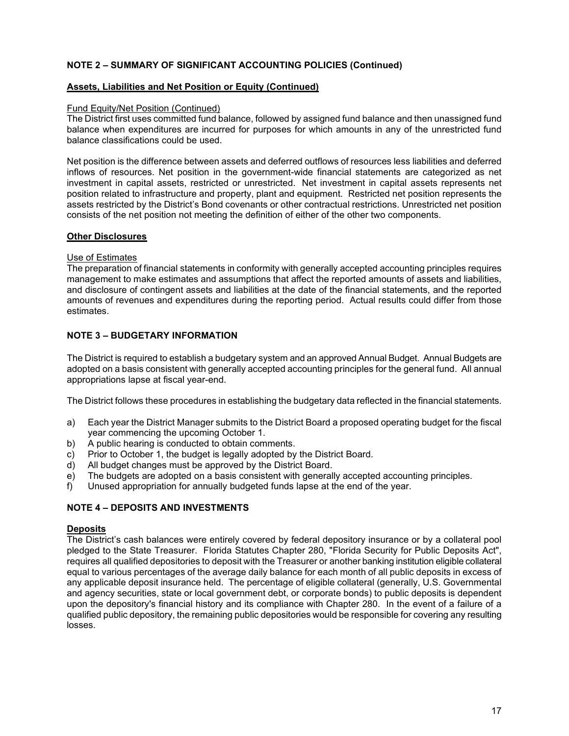## NOTE 2 – SUMMARY OF SIGNIFICANT ACCOUNTING POLICIES (Continued)

### Assets, Liabilities and Net Position or Equity (Continued)

Fund Equity/Net Position (Continued)

The District first uses committed fund balance, followed by assigned fund balance and then unassigned fund balance when expenditures are incurred for purposes for which amounts in any of the unrestricted fund balance classifications could be used.

Net position is the difference between assets and deferred outflows of resources less liabilities and deferred inflows of resources. Net position in the government-wide financial statements are categorized as net investment in capital assets, restricted or unrestricted. Net investment in capital assets represents net position related to infrastructure and property, plant and equipment. Restricted net position represents the assets restricted by the District's Bond covenants or other contractual restrictions. Unrestricted net position consists of the net position not meeting the definition of either of the other two components.

### Other Disclosures

Use of Estimates

The preparation of financial statements in conformity with generally accepted accounting principles requires management to make estimates and assumptions that affect the reported amounts of assets and liabilities, and disclosure of contingent assets and liabilities at the date of the financial statements, and the reported amounts of revenues and expenditures during the reporting period. Actual results could differ from those estimates.

## NOTE 3 – BUDGETARY INFORMATION

The District is required to establish a budgetary system and an approved Annual Budget. Annual Budgets are adopted on a basis consistent with generally accepted accounting principles for the general fund. All annual appropriations lapse at fiscal year-end.

The District follows these procedures in establishing the budgetary data reflected in the financial statements.

a) Each year the District Manager submits to the District Board a proposed operating budget for the fiscal year commencing the upcoming October 1.
b) A public hearing is conducted to obtain comments.
c) Prior to October 1, the budget is legally adopted by the District Board.
d) All budget changes must be approved by the District Board.
e) The budgets are adopted on a basis consistent with generally accepted accounting principles.
f) Unused appropriation for annually budgeted funds lapse at the end of the year.

## NOTE 4 – DEPOSITS AND INVESTMENTS

### Deposits

The District's cash balances were entirely covered by federal depository insurance or by a collateral pool pledged to the State Treasurer. Florida Statutes Chapter 280, "Florida Security for Public Deposits Act", requires all qualified depositories to deposit with the Treasurer or another banking institution eligible collateral equal to various percentages of the average daily balance for each month of all public deposits in excess of any applicable deposit insurance held. The percentage of eligible collateral (generally, U.S. Governmental and agency securities, state or local government debt, or corporate bonds) to public deposits is dependent upon the depository's financial history and its compliance with Chapter 280. In the event of a failure of a qualified public depository, the remaining public depositories would be responsible for covering any resulting losses.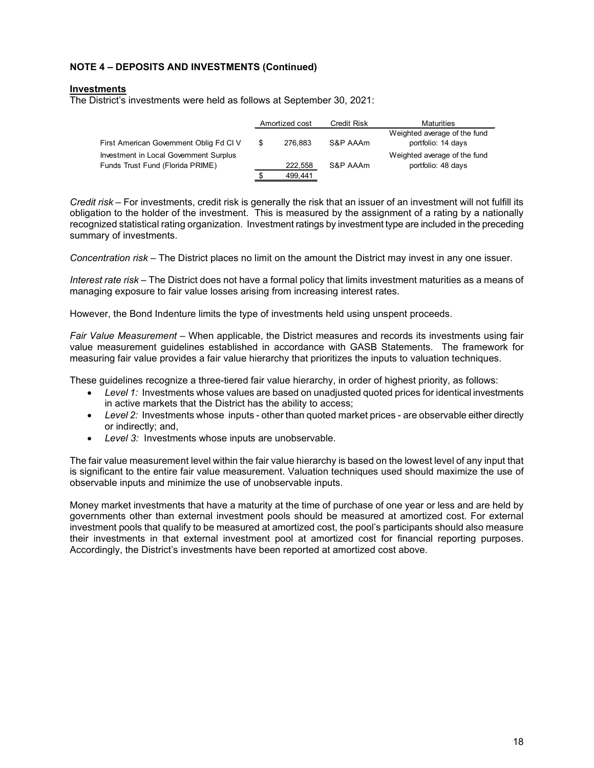**NOTE 4 – DEPOSITS AND INVESTMENTS (Continued)**

**Investments**

The District's investments were held as follows at September 30, 2021:

| | Amortized cost | Credit Risk | Maturities |
|---|---|---|---|
| First American Government Oblig Fd Cl V | $ 276,883 | S&P AAAm | Weighted average of the fund portfolio: 14 days |
| Investment in Local Government Surplus Funds Trust Fund (Florida PRIME) | 222,558 | S&P AAAm | Weighted average of the fund portfolio: 48 days |
| | $ 499,441 | | |

*Credit risk* – For investments, credit risk is generally the risk that an issuer of an investment will not fulfill its obligation to the holder of the investment. This is measured by the assignment of a rating by a nationally recognized statistical rating organization. Investment ratings by investment type are included in the preceding summary of investments.

*Concentration risk* – The District places no limit on the amount the District may invest in any one issuer.

*Interest rate risk* – The District does not have a formal policy that limits investment maturities as a means of managing exposure to fair value losses arising from increasing interest rates.

However, the Bond Indenture limits the type of investments held using unspent proceeds.

*Fair Value Measurement* – When applicable, the District measures and records its investments using fair value measurement guidelines established in accordance with GASB Statements. The framework for measuring fair value provides a fair value hierarchy that prioritizes the inputs to valuation techniques.

These guidelines recognize a three-tiered fair value hierarchy, in order of highest priority, as follows:

- *Level 1:* Investments whose values are based on unadjusted quoted prices for identical investments in active markets that the District has the ability to access;
- *Level 2:* Investments whose inputs - other than quoted market prices - are observable either directly or indirectly; and,
- *Level 3:* Investments whose inputs are unobservable.

The fair value measurement level within the fair value hierarchy is based on the lowest level of any input that is significant to the entire fair value measurement. Valuation techniques used should maximize the use of observable inputs and minimize the use of unobservable inputs.

Money market investments that have a maturity at the time of purchase of one year or less and are held by governments other than external investment pools should be measured at amortized cost. For external investment pools that qualify to be measured at amortized cost, the pool's participants should also measure their investments in that external investment pool at amortized cost for financial reporting purposes. Accordingly, the District's investments have been reported at amortized cost above.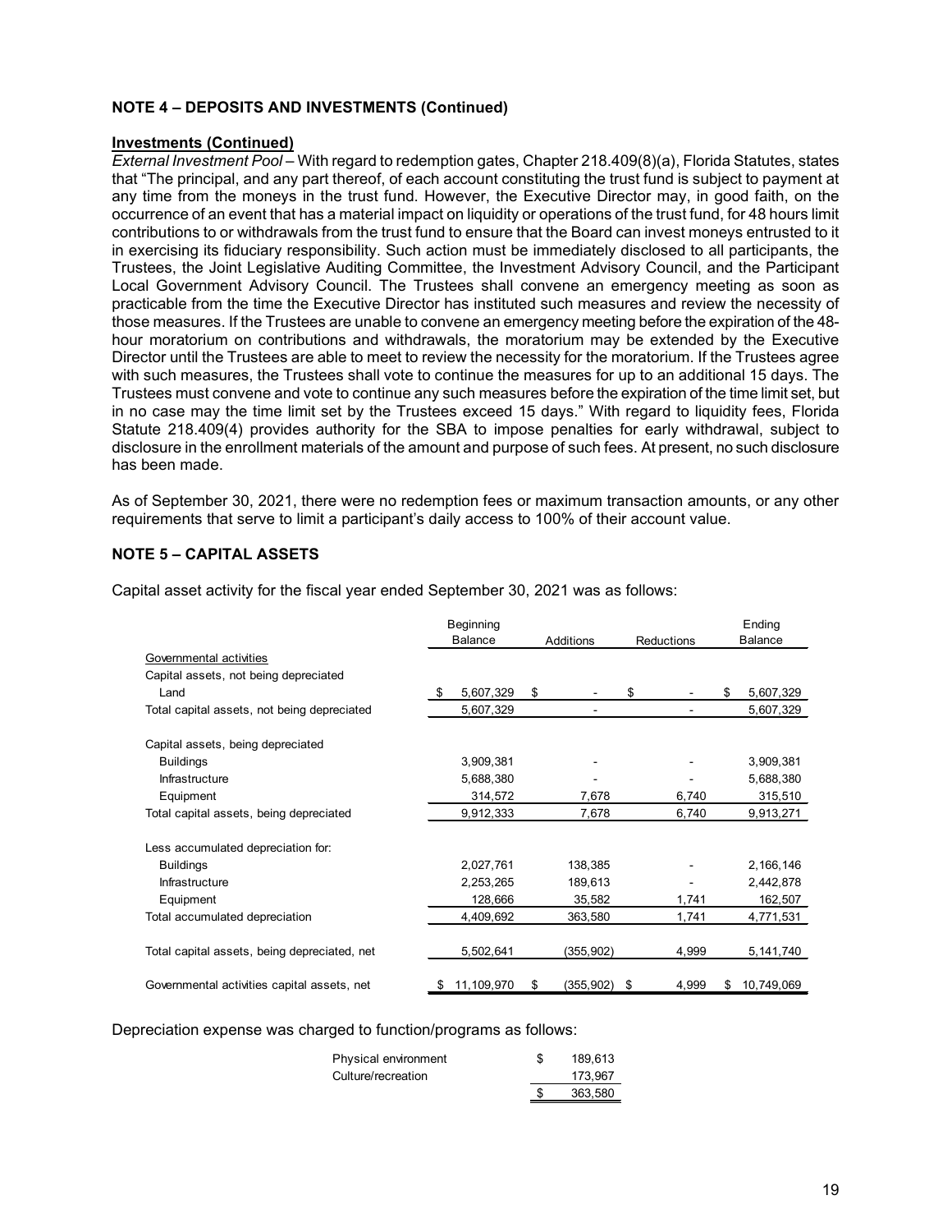**NOTE 4 – DEPOSITS AND INVESTMENTS (Continued)**

**Investments (Continued)**

*External Investment Pool* – With regard to redemption gates, Chapter 218.409(8)(a), Florida Statutes, states that "The principal, and any part thereof, of each account constituting the trust fund is subject to payment at any time from the moneys in the trust fund. However, the Executive Director may, in good faith, on the occurrence of an event that has a material impact on liquidity or operations of the trust fund, for 48 hours limit contributions to or withdrawals from the trust fund to ensure that the Board can invest moneys entrusted to it in exercising its fiduciary responsibility. Such action must be immediately disclosed to all participants, the Trustees, the Joint Legislative Auditing Committee, the Investment Advisory Council, and the Participant Local Government Advisory Council. The Trustees shall convene an emergency meeting as soon as practicable from the time the Executive Director has instituted such measures and review the necessity of those measures. If the Trustees are unable to convene an emergency meeting before the expiration of the 48-hour moratorium on contributions and withdrawals, the moratorium may be extended by the Executive Director until the Trustees are able to meet to review the necessity for the moratorium. If the Trustees agree with such measures, the Trustees shall vote to continue the measures for up to an additional 15 days. The Trustees must convene and vote to continue any such measures before the expiration of the time limit set, but in no case may the time limit set by the Trustees exceed 15 days." With regard to liquidity fees, Florida Statute 218.409(4) provides authority for the SBA to impose penalties for early withdrawal, subject to disclosure in the enrollment materials of the amount and purpose of such fees. At present, no such disclosure has been made.

As of September 30, 2021, there were no redemption fees or maximum transaction amounts, or any other requirements that serve to limit a participant's daily access to 100% of their account value.

**NOTE 5 – CAPITAL ASSETS**

Capital asset activity for the fiscal year ended September 30, 2021 was as follows:

| | Beginning Balance | Additions | Reductions | Ending Balance |
|---|---|---|---|---|
| Governmental activities | | | | |
| Capital assets, not being depreciated | | | | |
| Land | $ 5,607,329 | $ - | $ - | $ 5,607,329 |
| Total capital assets, not being depreciated | 5,607,329 | - | - | 5,607,329 |
| | | | | |
| Capital assets, being depreciated | | | | |
| Buildings | 3,909,381 | - | - | 3,909,381 |
| Infrastructure | 5,688,380 | - | - | 5,688,380 |
| Equipment | 314,572 | 7,678 | 6,740 | 315,510 |
| Total capital assets, being depreciated | 9,912,333 | 7,678 | 6,740 | 9,913,271 |
| | | | | |
| Less accumulated depreciation for: | | | | |
| Buildings | 2,027,761 | 138,385 | - | 2,166,146 |
| Infrastructure | 2,253,265 | 189,613 | - | 2,442,878 |
| Equipment | 128,666 | 35,582 | 1,741 | 162,507 |
| Total accumulated depreciation | 4,409,692 | 363,580 | 1,741 | 4,771,531 |
| | | | | |
| Total capital assets, being depreciated, net | 5,502,641 | (355,902) | 4,999 | 5,141,740 |
| | | | | |
| Governmental activities capital assets, net | $ 11,109,970 | $ (355,902) | $ 4,999 | $ 10,749,069 |

Depreciation expense was charged to function/programs as follows:

| | |
|---|---|
| Physical environment | $ 189,613 |
| Culture/recreation | 173,967 |
| | $ 363,580 |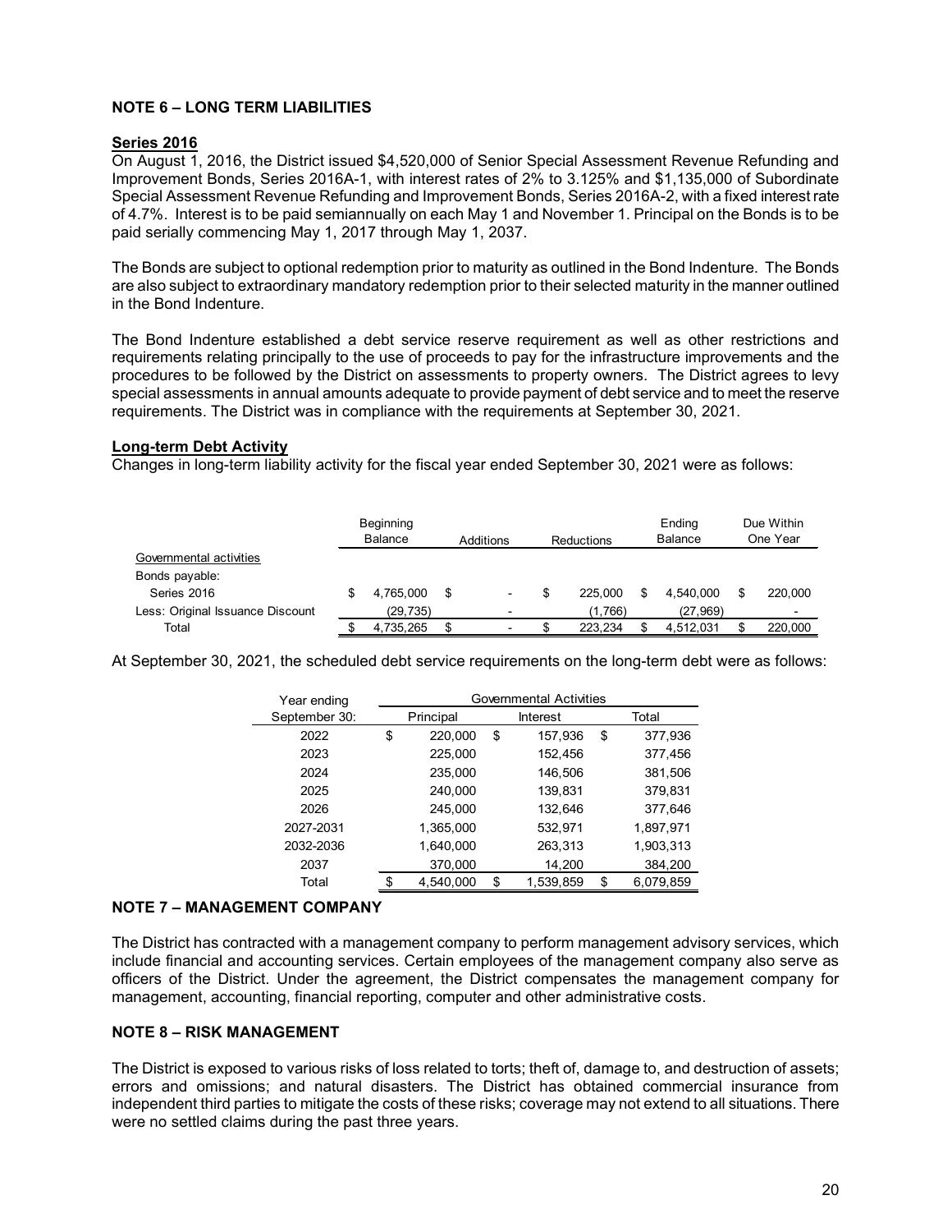## NOTE 6 – LONG TERM LIABILITIES

### Series 2016

On August 1, 2016, the District issued $4,520,000 of Senior Special Assessment Revenue Refunding and Improvement Bonds, Series 2016A-1, with interest rates of 2% to 3.125% and $1,135,000 of Subordinate Special Assessment Revenue Refunding and Improvement Bonds, Series 2016A-2, with a fixed interest rate of 4.7%. Interest is to be paid semiannually on each May 1 and November 1. Principal on the Bonds is to be paid serially commencing May 1, 2017 through May 1, 2037.

The Bonds are subject to optional redemption prior to maturity as outlined in the Bond Indenture. The Bonds are also subject to extraordinary mandatory redemption prior to their selected maturity in the manner outlined in the Bond Indenture.

The Bond Indenture established a debt service reserve requirement as well as other restrictions and requirements relating principally to the use of proceeds to pay for the infrastructure improvements and the procedures to be followed by the District on assessments to property owners. The District agrees to levy special assessments in annual amounts adequate to provide payment of debt service and to meet the reserve requirements. The District was in compliance with the requirements at September 30, 2021.

### Long-term Debt Activity

Changes in long-term liability activity for the fiscal year ended September 30, 2021 were as follows:

| | Beginning Balance | Additions | Reductions | Ending Balance | Due Within One Year |
|---|---|---|---|---|---|
| Governmental activities | | | | | |
| Bonds payable: | | | | | |
| Series 2016 | $ 4,765,000 | $ - | $ 225,000 | $ 4,540,000 | $ 220,000 |
| Less: Original Issuance Discount | (29,735) | - | (1,766) | (27,969) | - |
| Total | $ 4,735,265 | $ - | $ 223,234 | $ 4,512,031 | $ 220,000 |

At September 30, 2021, the scheduled debt service requirements on the long-term debt were as follows:

| Year ending September 30: | Governmental Activities Principal | Interest | Total |
|---|---|---|---|
| 2022 | $ 220,000 | $ 157,936 | $ 377,936 |
| 2023 | 225,000 | 152,456 | 377,456 |
| 2024 | 235,000 | 146,506 | 381,506 |
| 2025 | 240,000 | 139,831 | 379,831 |
| 2026 | 245,000 | 132,646 | 377,646 |
| 2027-2031 | 1,365,000 | 532,971 | 1,897,971 |
| 2032-2036 | 1,640,000 | 263,313 | 1,903,313 |
| 2037 | 370,000 | 14,200 | 384,200 |
| Total | $ 4,540,000 | $ 1,539,859 | $ 6,079,859 |

## NOTE 7 – MANAGEMENT COMPANY

The District has contracted with a management company to perform management advisory services, which include financial and accounting services. Certain employees of the management company also serve as officers of the District. Under the agreement, the District compensates the management company for management, accounting, financial reporting, computer and other administrative costs.

## NOTE 8 – RISK MANAGEMENT

The District is exposed to various risks of loss related to torts; theft of, damage to, and destruction of assets; errors and omissions; and natural disasters. The District has obtained commercial insurance from independent third parties to mitigate the costs of these risks; coverage may not extend to all situations. There were no settled claims during the past three years.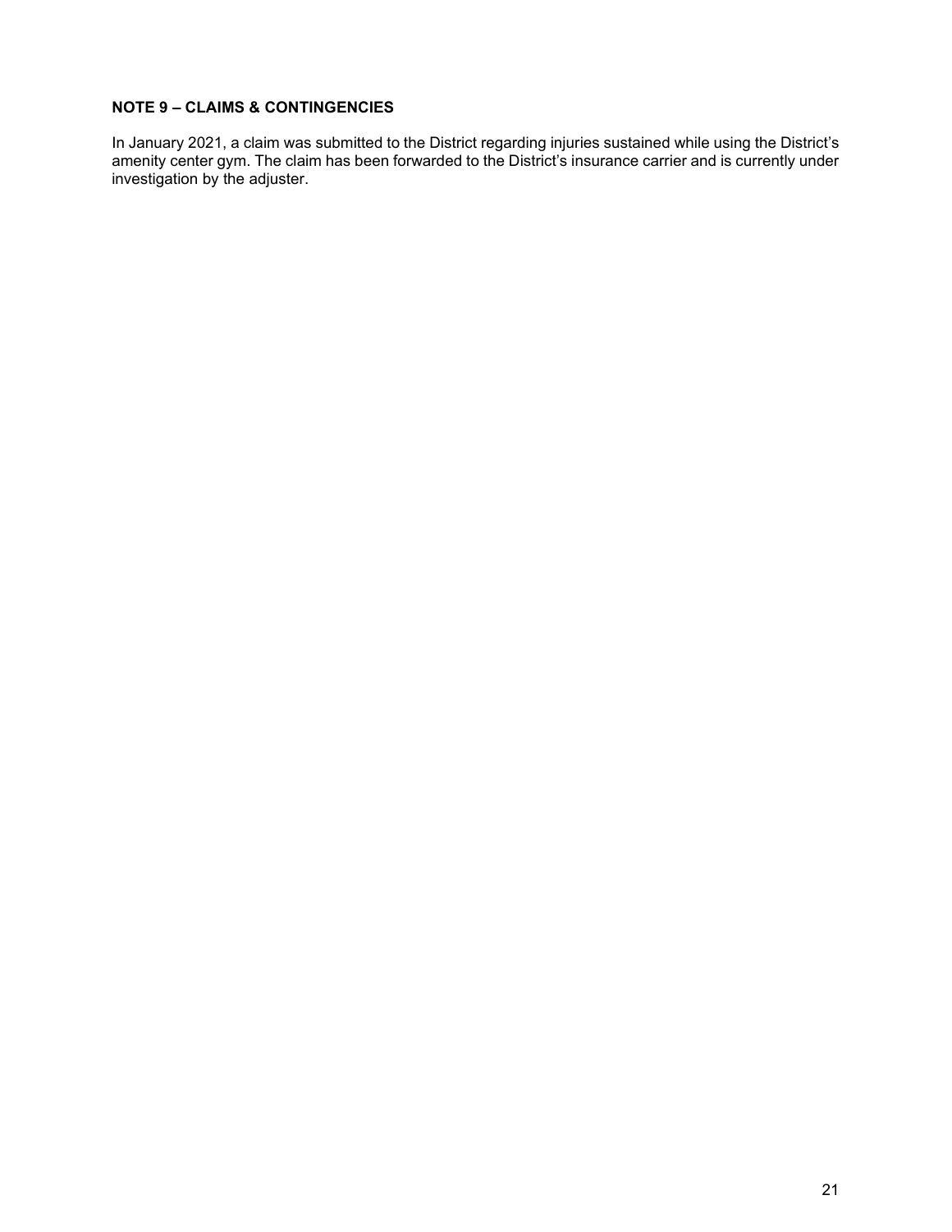**NOTE 9 – CLAIMS & CONTINGENCIES**

In January 2021, a claim was submitted to the District regarding injuries sustained while using the District's amenity center gym. The claim has been forwarded to the District's insurance carrier and is currently under investigation by the adjuster.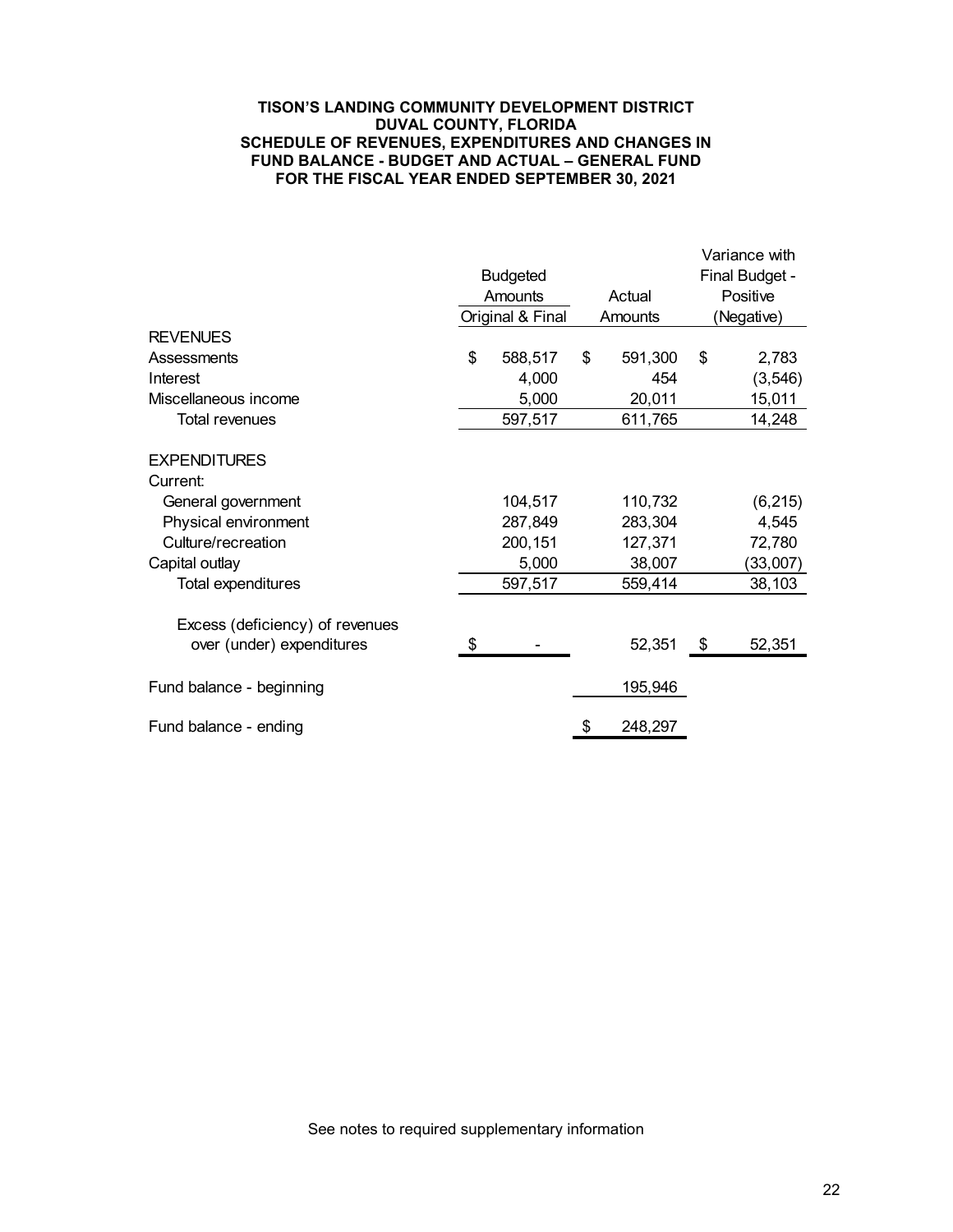**TISON'S LANDING COMMUNITY DEVELOPMENT DISTRICT**
**DUVAL COUNTY, FLORIDA**
**SCHEDULE OF REVENUES, EXPENDITURES AND CHANGES IN FUND BALANCE - BUDGET AND ACTUAL – GENERAL FUND**
**FOR THE FISCAL YEAR ENDED SEPTEMBER 30, 2021**

| | Budgeted Amounts Original & Final | Actual Amounts | Variance with Final Budget - Positive (Negative) |
|---|---|---|---|
| REVENUES | | | |
| Assessments | $ 588,517 | $ 591,300 | $ 2,783 |
| Interest | 4,000 | 454 | (3,546) |
| Miscellaneous income | 5,000 | 20,011 | 15,011 |
| Total revenues | 597,517 | 611,765 | 14,248 |
| | | | |
| EXPENDITURES | | | |
| Current: | | | |
| General government | 104,517 | 110,732 | (6,215) |
| Physical environment | 287,849 | 283,304 | 4,545 |
| Culture/recreation | 200,151 | 127,371 | 72,780 |
| Capital outlay | 5,000 | 38,007 | (33,007) |
| Total expenditures | 597,517 | 559,414 | 38,103 |
| | | | |
| Excess (deficiency) of revenues over (under) expenditures | $ - | 52,351 | $ 52,351 |
| | | | |
| Fund balance - beginning | | 195,946 | |
| | | | |
| Fund balance - ending | | $ 248,297 | |

See notes to required supplementary information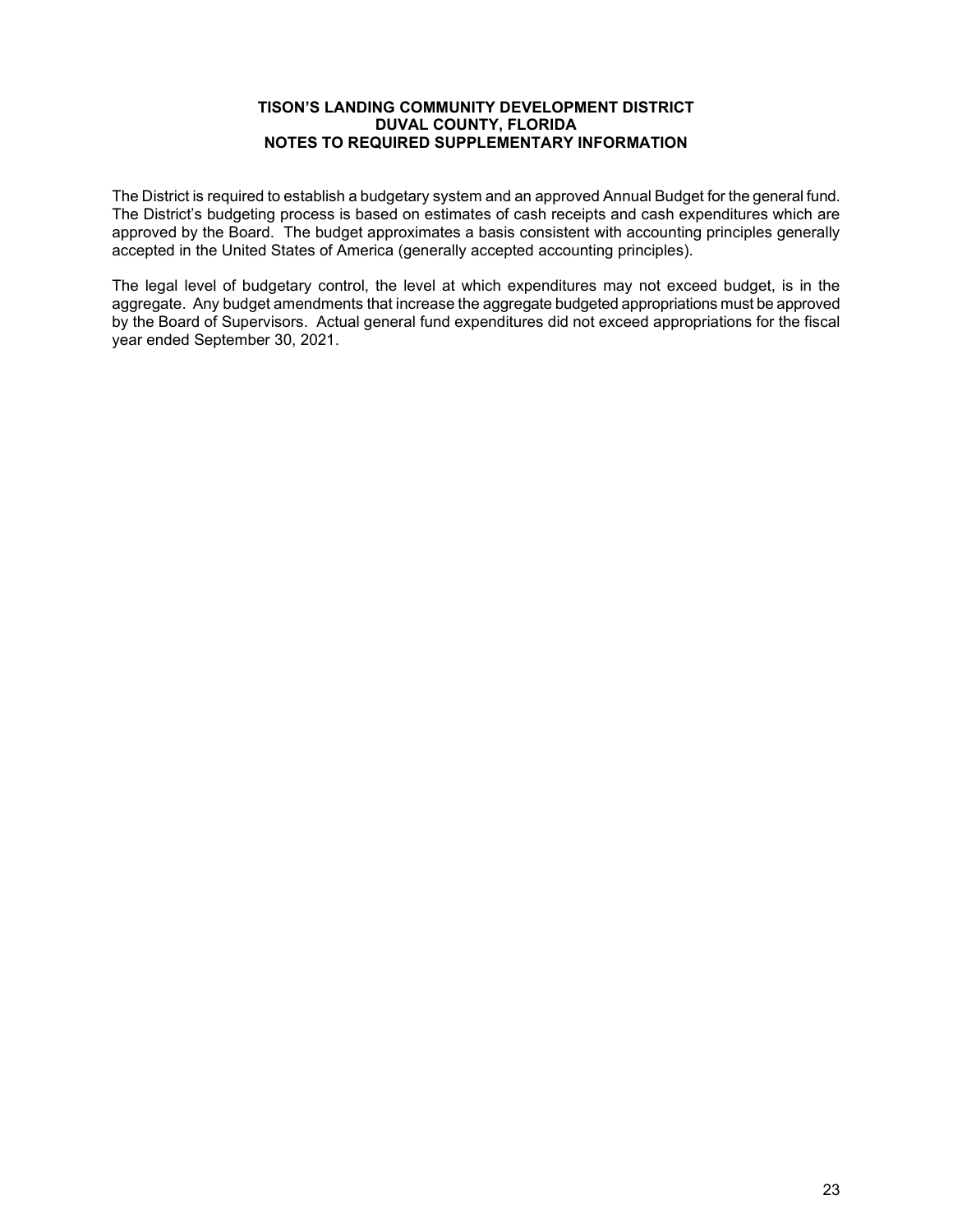**TISON'S LANDING COMMUNITY DEVELOPMENT DISTRICT**
**DUVAL COUNTY, FLORIDA**
**NOTES TO REQUIRED SUPPLEMENTARY INFORMATION**

The District is required to establish a budgetary system and an approved Annual Budget for the general fund. The District's budgeting process is based on estimates of cash receipts and cash expenditures which are approved by the Board. The budget approximates a basis consistent with accounting principles generally accepted in the United States of America (generally accepted accounting principles).

The legal level of budgetary control, the level at which expenditures may not exceed budget, is in the aggregate. Any budget amendments that increase the aggregate budgeted appropriations must be approved by the Board of Supervisors. Actual general fund expenditures did not exceed appropriations for the fiscal year ended September 30, 2021.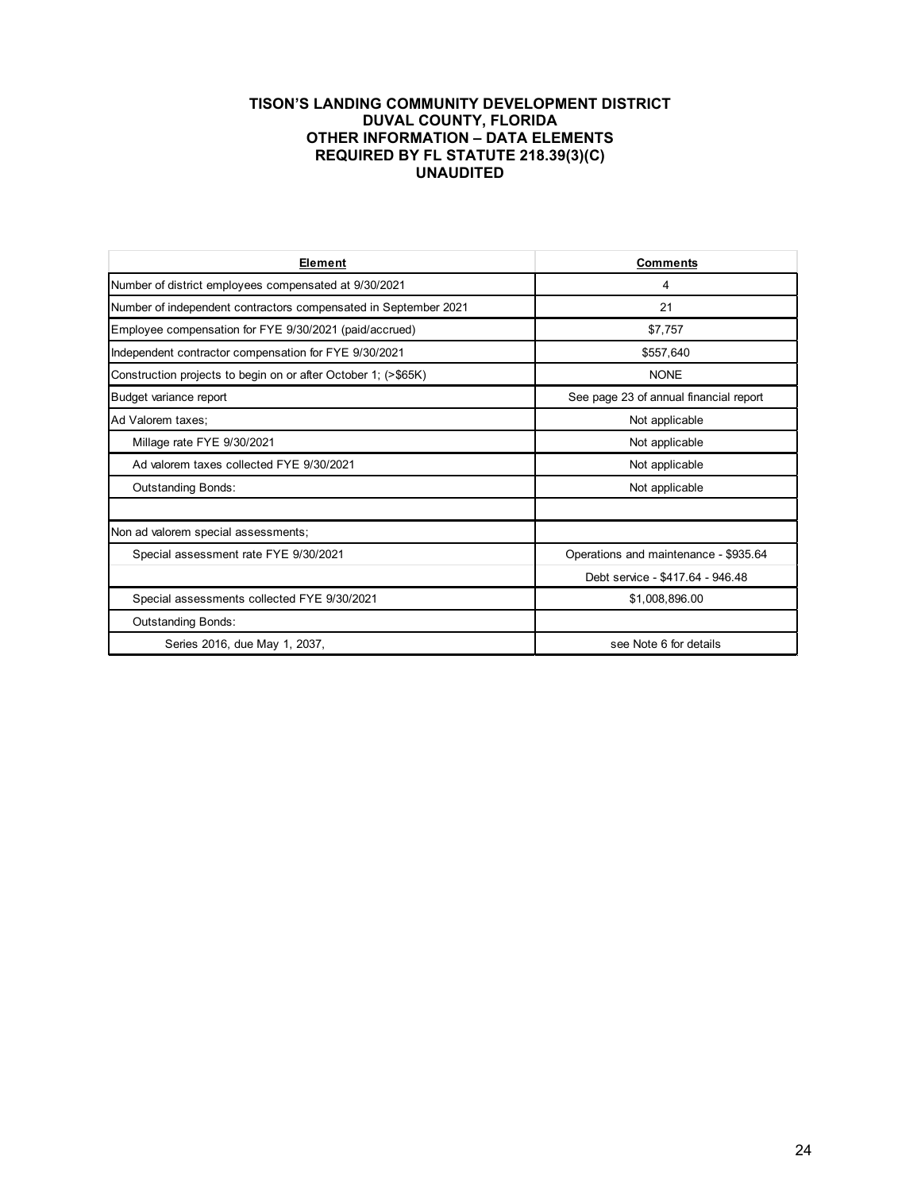**TISON'S LANDING COMMUNITY DEVELOPMENT DISTRICT**
**DUVAL COUNTY, FLORIDA**
**OTHER INFORMATION – DATA ELEMENTS**
**REQUIRED BY FL STATUTE 218.39(3)(C)**
**UNAUDITED**

| Element | Comments |
| --- | --- |
| Number of district employees compensated at 9/30/2021 | 4 |
| Number of independent contractors compensated in September 2021 | 21 |
| Employee compensation for FYE 9/30/2021 (paid/accrued) | $7,757 |
| Independent contractor compensation for FYE 9/30/2021 | $557,640 |
| Construction projects to begin on or after October 1; (>$65K) | NONE |
| Budget variance report | See page 23 of annual financial report |
| Ad Valorem taxes; | Not applicable |
| Millage rate FYE 9/30/2021 | Not applicable |
| Ad valorem taxes collected FYE 9/30/2021 | Not applicable |
| Outstanding Bonds: | Not applicable |
| | |
| Non ad valorem special assessments; | |
| Special assessment rate FYE 9/30/2021 | Operations and maintenance - $935.64 |
| | Debt service - $417.64 - 946.48 |
| Special assessments collected FYE 9/30/2021 | $1,008,896.00 |
| Outstanding Bonds: | |
| Series 2016, due May 1, 2037, | see Note 6 for details |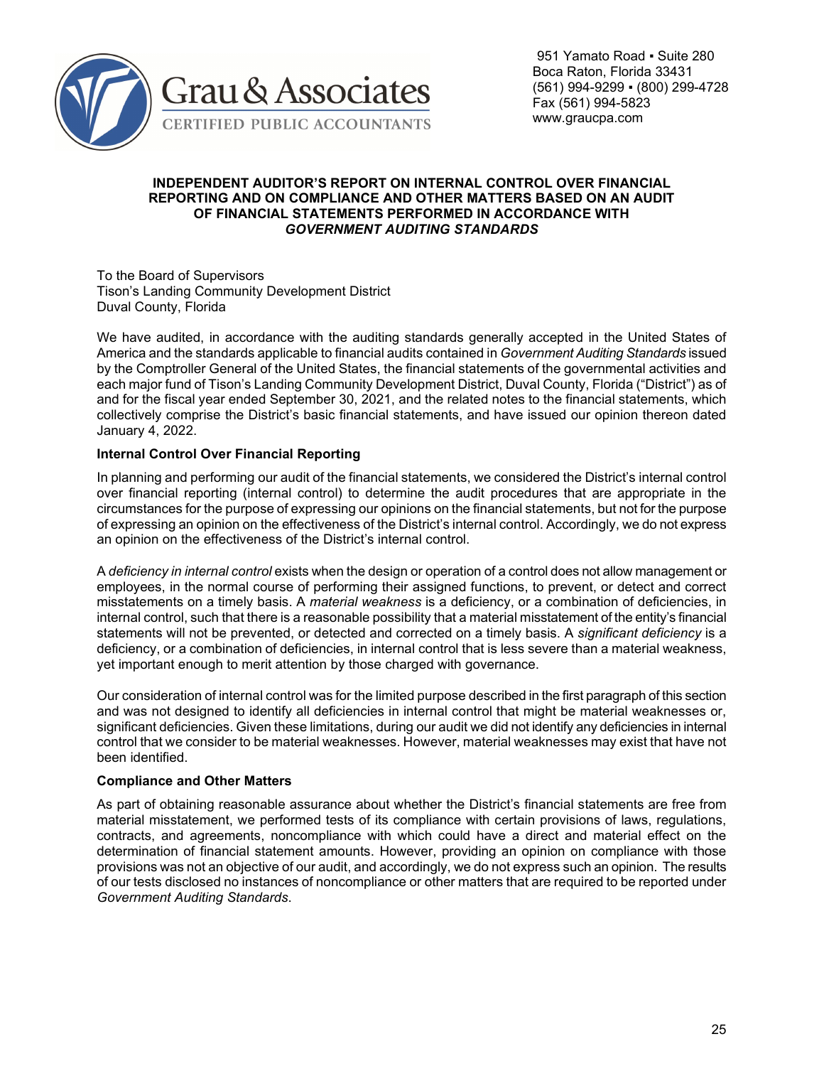Grau & Associates

CERTIFIED PUBLIC ACCOUNTANTS

951 Yamato Road ▪ Suite 280
Boca Raton, Florida 33431
(561) 994-9299 ▪ (800) 299-4728
Fax (561) 994-5823
www.graucpa.com

# INDEPENDENT AUDITOR'S REPORT ON INTERNAL CONTROL OVER FINANCIAL REPORTING AND ON COMPLIANCE AND OTHER MATTERS BASED ON AN AUDIT OF FINANCIAL STATEMENTS PERFORMED IN ACCORDANCE WITH *GOVERNMENT AUDITING STANDARDS*

To the Board of Supervisors
Tison's Landing Community Development District
Duval County, Florida

We have audited, in accordance with the auditing standards generally accepted in the United States of America and the standards applicable to financial audits contained in *Government Auditing Standards* issued by the Comptroller General of the United States, the financial statements of the governmental activities and each major fund of Tison's Landing Community Development District, Duval County, Florida ("District") as of and for the fiscal year ended September 30, 2021, and the related notes to the financial statements, which collectively comprise the District's basic financial statements, and have issued our opinion thereon dated January 4, 2022.

**Internal Control Over Financial Reporting**

In planning and performing our audit of the financial statements, we considered the District's internal control over financial reporting (internal control) to determine the audit procedures that are appropriate in the circumstances for the purpose of expressing our opinions on the financial statements, but not for the purpose of expressing an opinion on the effectiveness of the District's internal control. Accordingly, we do not express an opinion on the effectiveness of the District's internal control.

A *deficiency in internal control* exists when the design or operation of a control does not allow management or employees, in the normal course of performing their assigned functions, to prevent, or detect and correct misstatements on a timely basis. A *material weakness* is a deficiency, or a combination of deficiencies, in internal control, such that there is a reasonable possibility that a material misstatement of the entity's financial statements will not be prevented, or detected and corrected on a timely basis. A *significant deficiency* is a deficiency, or a combination of deficiencies, in internal control that is less severe than a material weakness, yet important enough to merit attention by those charged with governance.

Our consideration of internal control was for the limited purpose described in the first paragraph of this section and was not designed to identify all deficiencies in internal control that might be material weaknesses or, significant deficiencies. Given these limitations, during our audit we did not identify any deficiencies in internal control that we consider to be material weaknesses. However, material weaknesses may exist that have not been identified.

**Compliance and Other Matters**

As part of obtaining reasonable assurance about whether the District's financial statements are free from material misstatement, we performed tests of its compliance with certain provisions of laws, regulations, contracts, and agreements, noncompliance with which could have a direct and material effect on the determination of financial statement amounts. However, providing an opinion on compliance with those provisions was not an objective of our audit, and accordingly, we do not express such an opinion. The results of our tests disclosed no instances of noncompliance or other matters that are required to be reported under *Government Auditing Standards.*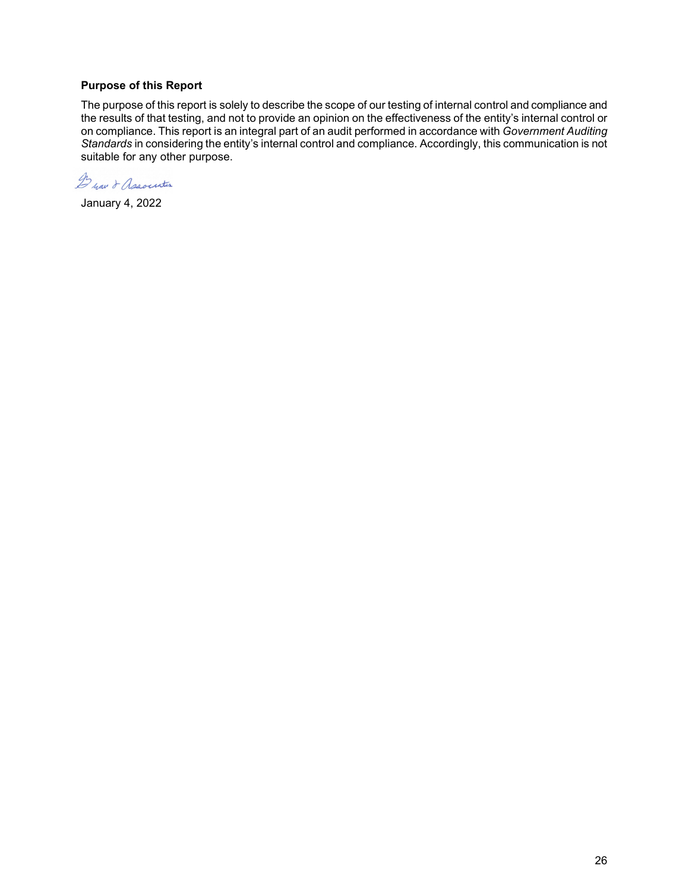**Purpose of this Report**

The purpose of this report is solely to describe the scope of our testing of internal control and compliance and the results of that testing, and not to provide an opinion on the effectiveness of the entity's internal control or on compliance. This report is an integral part of an audit performed in accordance with *Government Auditing Standards* in considering the entity's internal control and compliance. Accordingly, this communication is not suitable for any other purpose.

Braun & Associates

January 4, 2022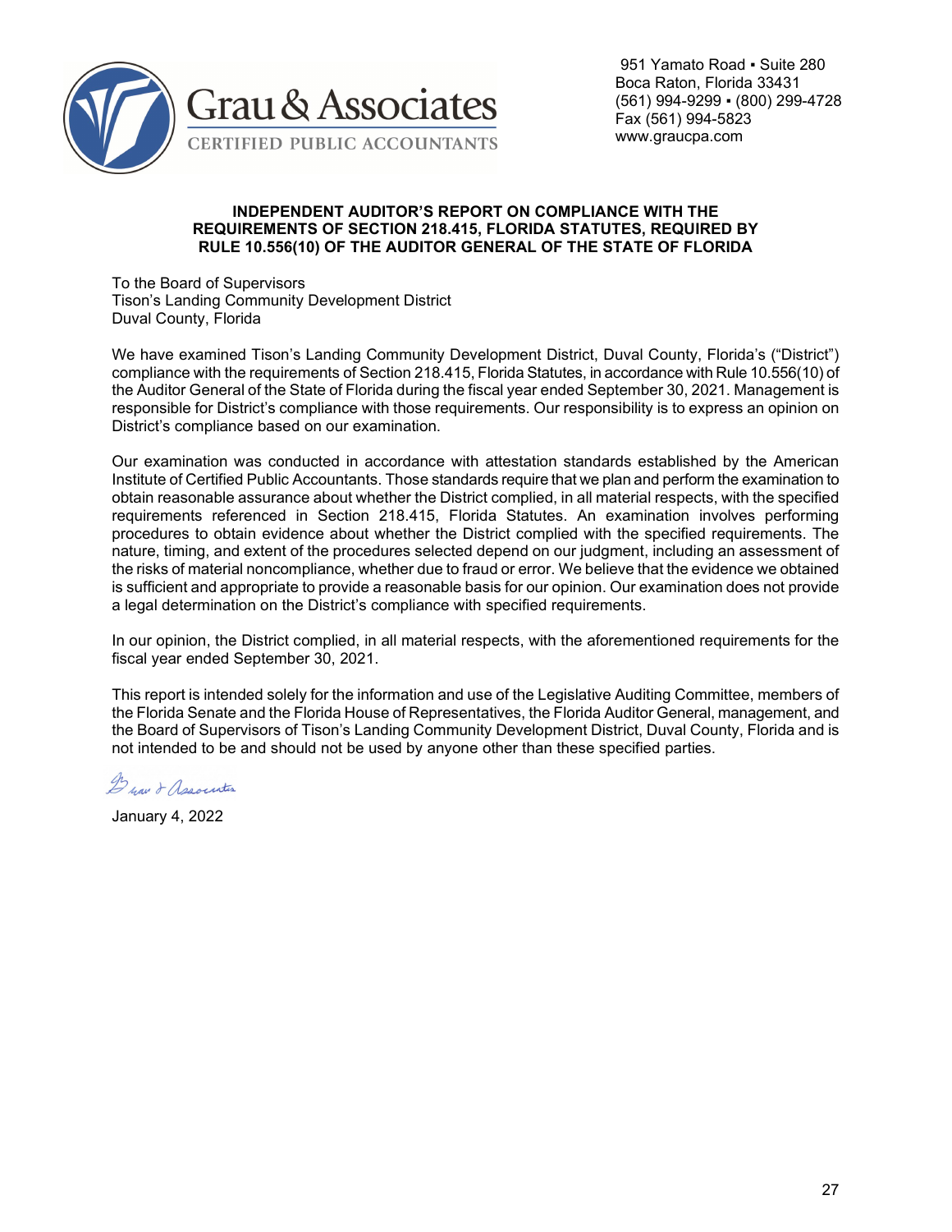Grau & Associates

CERTIFIED PUBLIC ACCOUNTANTS

951 Yamato Road ▪ Suite 280
Boca Raton, Florida 33431
(561) 994-9299 ▪ (800) 299-4728
Fax (561) 994-5823
www.graucpa.com

**INDEPENDENT AUDITOR'S REPORT ON COMPLIANCE WITH THE REQUIREMENTS OF SECTION 218.415, FLORIDA STATUTES, REQUIRED BY RULE 10.556(10) OF THE AUDITOR GENERAL OF THE STATE OF FLORIDA**

To the Board of Supervisors
Tison's Landing Community Development District
Duval County, Florida

We have examined Tison's Landing Community Development District, Duval County, Florida's ("District") compliance with the requirements of Section 218.415, Florida Statutes, in accordance with Rule 10.556(10) of the Auditor General of the State of Florida during the fiscal year ended September 30, 2021. Management is responsible for District's compliance with those requirements. Our responsibility is to express an opinion on District's compliance based on our examination.

Our examination was conducted in accordance with attestation standards established by the American Institute of Certified Public Accountants. Those standards require that we plan and perform the examination to obtain reasonable assurance about whether the District complied, in all material respects, with the specified requirements referenced in Section 218.415, Florida Statutes. An examination involves performing procedures to obtain evidence about whether the District complied with the specified requirements. The nature, timing, and extent of the procedures selected depend on our judgment, including an assessment of the risks of material noncompliance, whether due to fraud or error. We believe that the evidence we obtained is sufficient and appropriate to provide a reasonable basis for our opinion. Our examination does not provide a legal determination on the District's compliance with specified requirements.

In our opinion, the District complied, in all material respects, with the aforementioned requirements for the fiscal year ended September 30, 2021.

This report is intended solely for the information and use of the Legislative Auditing Committee, members of the Florida Senate and the Florida House of Representatives, the Florida Auditor General, management, and the Board of Supervisors of Tison's Landing Community Development District, Duval County, Florida and is not intended to be and should not be used by anyone other than these specified parties.

Grau & Associates

January 4, 2022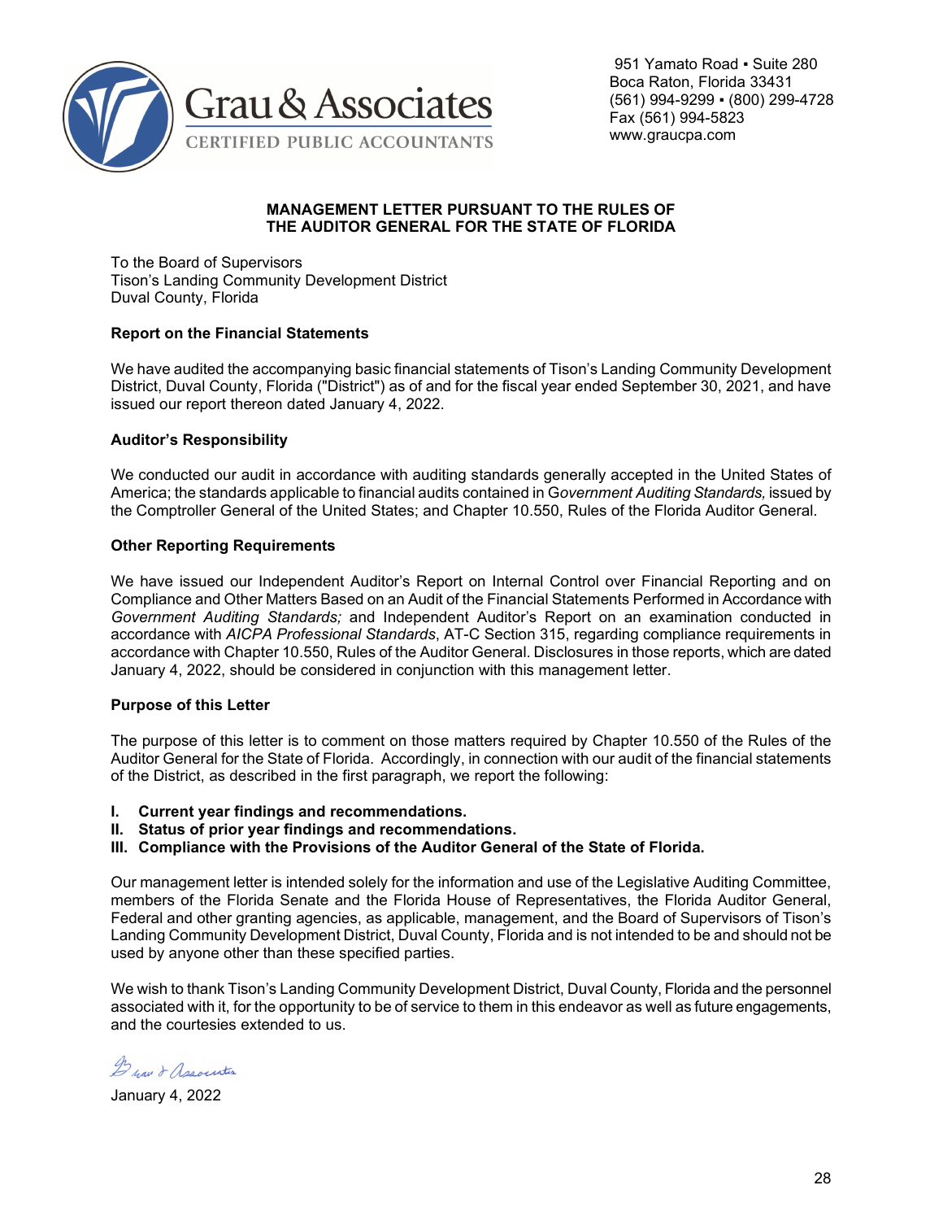Grau & Associates
CERTIFIED PUBLIC ACCOUNTANTS

951 Yamato Road ▪ Suite 280
Boca Raton, Florida 33431
(561) 994-9299 ▪ (800) 299-4728
Fax (561) 994-5823
www.graucpa.com

**MANAGEMENT LETTER PURSUANT TO THE RULES OF THE AUDITOR GENERAL FOR THE STATE OF FLORIDA**

To the Board of Supervisors
Tison's Landing Community Development District
Duval County, Florida

**Report on the Financial Statements**

We have audited the accompanying basic financial statements of Tison's Landing Community Development District, Duval County, Florida ("District") as of and for the fiscal year ended September 30, 2021, and have issued our report thereon dated January 4, 2022.

**Auditor's Responsibility**

We conducted our audit in accordance with auditing standards generally accepted in the United States of America; the standards applicable to financial audits contained in G*overnment Auditing Standards,* issued by the Comptroller General of the United States; and Chapter 10.550, Rules of the Florida Auditor General.

**Other Reporting Requirements**

We have issued our Independent Auditor's Report on Internal Control over Financial Reporting and on Compliance and Other Matters Based on an Audit of the Financial Statements Performed in Accordance with *Government Auditing Standards;* and Independent Auditor's Report on an examination conducted in accordance with *AICPA Professional Standards*, AT-C Section 315, regarding compliance requirements in accordance with Chapter 10.550, Rules of the Auditor General. Disclosures in those reports, which are dated January 4, 2022, should be considered in conjunction with this management letter.

**Purpose of this Letter**

The purpose of this letter is to comment on those matters required by Chapter 10.550 of the Rules of the Auditor General for the State of Florida. Accordingly, in connection with our audit of the financial statements of the District, as described in the first paragraph, we report the following:

- **I. Current year findings and recommendations.**
- **II. Status of prior year findings and recommendations.**
- **III. Compliance with the Provisions of the Auditor General of the State of Florida.**

Our management letter is intended solely for the information and use of the Legislative Auditing Committee, members of the Florida Senate and the Florida House of Representatives, the Florida Auditor General, Federal and other granting agencies, as applicable, management, and the Board of Supervisors of Tison's Landing Community Development District, Duval County, Florida and is not intended to be and should not be used by anyone other than these specified parties.

We wish to thank Tison's Landing Community Development District, Duval County, Florida and the personnel associated with it, for the opportunity to be of service to them in this endeavor as well as future engagements, and the courtesies extended to us.

*Grau & Associates*

January 4, 2022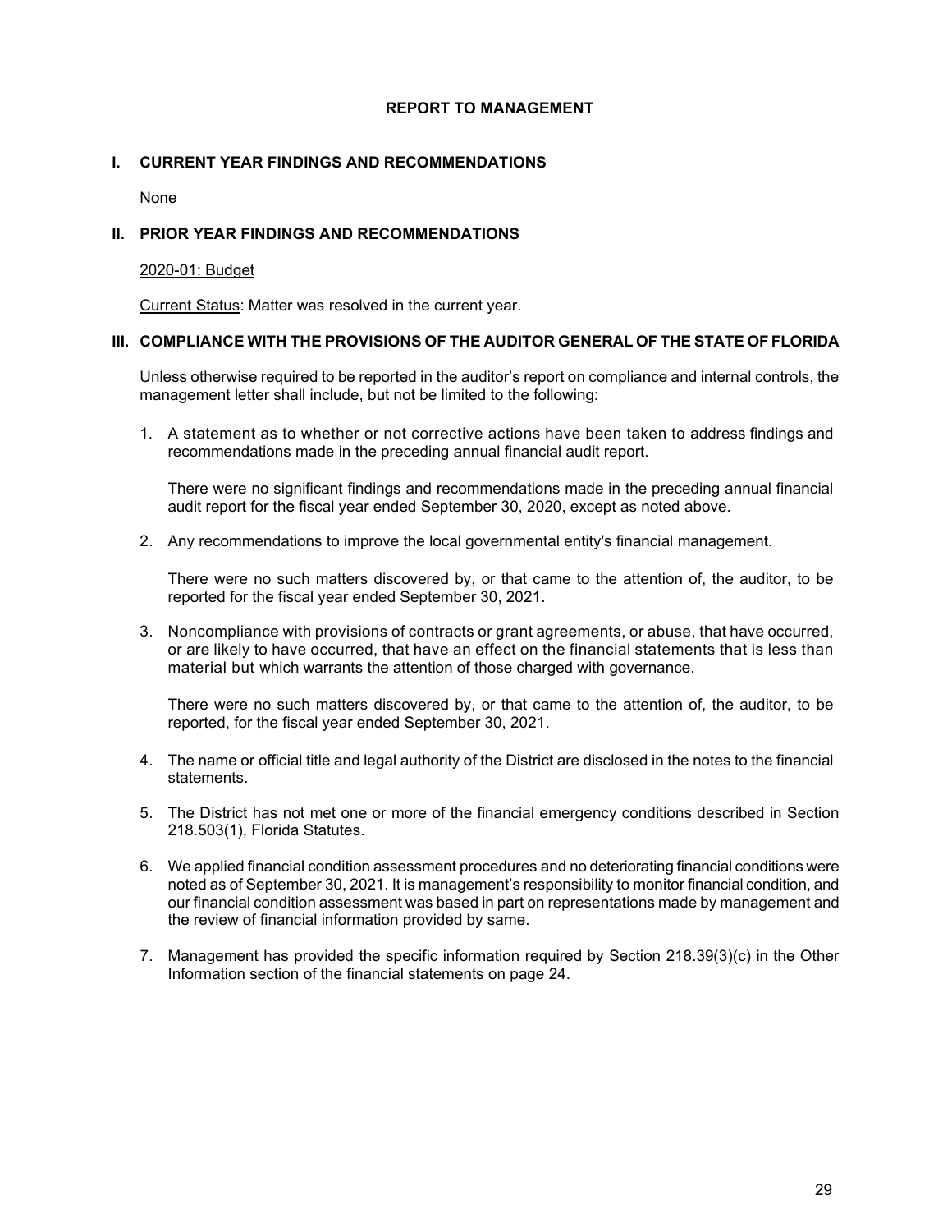# REPORT TO MANAGEMENT

## I. CURRENT YEAR FINDINGS AND RECOMMENDATIONS

None

## II. PRIOR YEAR FINDINGS AND RECOMMENDATIONS

2020-01: Budget

Current Status: Matter was resolved in the current year.

## III. COMPLIANCE WITH THE PROVISIONS OF THE AUDITOR GENERAL OF THE STATE OF FLORIDA

Unless otherwise required to be reported in the auditor's report on compliance and internal controls, the management letter shall include, but not be limited to the following:

1. A statement as to whether or not corrective actions have been taken to address findings and recommendations made in the preceding annual financial audit report.

   There were no significant findings and recommendations made in the preceding annual financial audit report for the fiscal year ended September 30, 2020, except as noted above.

2. Any recommendations to improve the local governmental entity's financial management.

   There were no such matters discovered by, or that came to the attention of, the auditor, to be reported for the fiscal year ended September 30, 2021.

3. Noncompliance with provisions of contracts or grant agreements, or abuse, that have occurred, or are likely to have occurred, that have an effect on the financial statements that is less than material but which warrants the attention of those charged with governance.

   There were no such matters discovered by, or that came to the attention of, the auditor, to be reported, for the fiscal year ended September 30, 2021.

4. The name or official title and legal authority of the District are disclosed in the notes to the financial statements.

5. The District has not met one or more of the financial emergency conditions described in Section 218.503(1), Florida Statutes.

6. We applied financial condition assessment procedures and no deteriorating financial conditions were noted as of September 30, 2021. It is management's responsibility to monitor financial condition, and our financial condition assessment was based in part on representations made by management and the review of financial information provided by same.

7. Management has provided the specific information required by Section 218.39(3)(c) in the Other Information section of the financial statements on page 24.